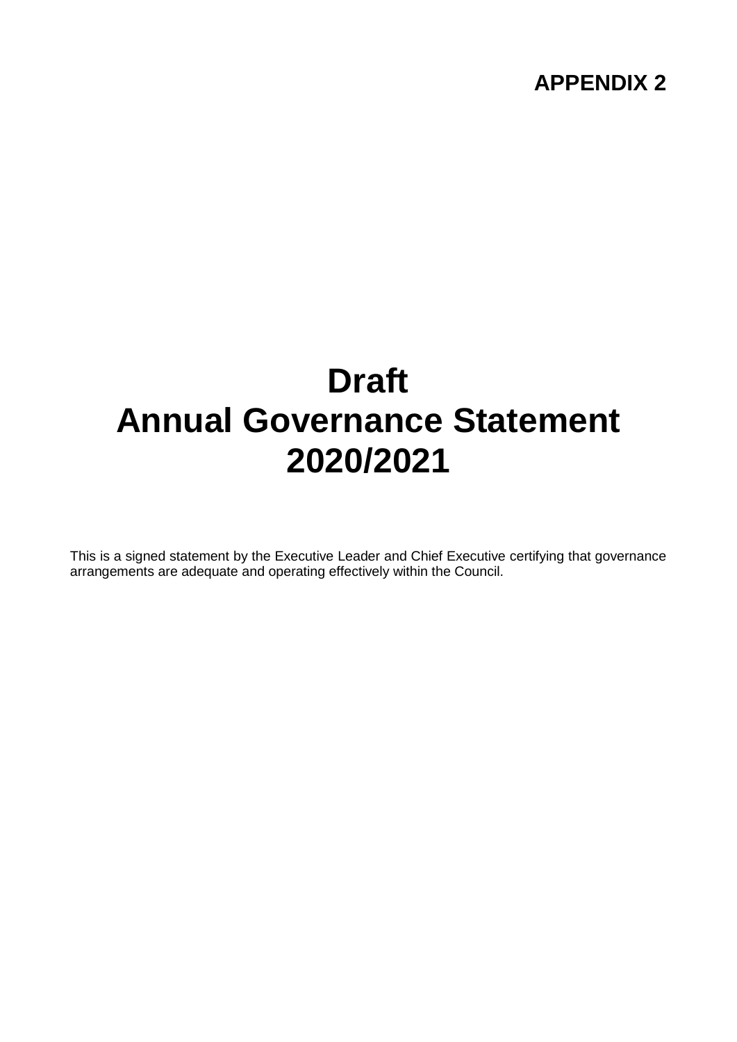**APPENDIX 2**

# Draft
# Annual Governance Statement
# 2020/2021

This is a signed statement by the Executive Leader and Chief Executive certifying that governance arrangements are adequate and operating effectively within the Council.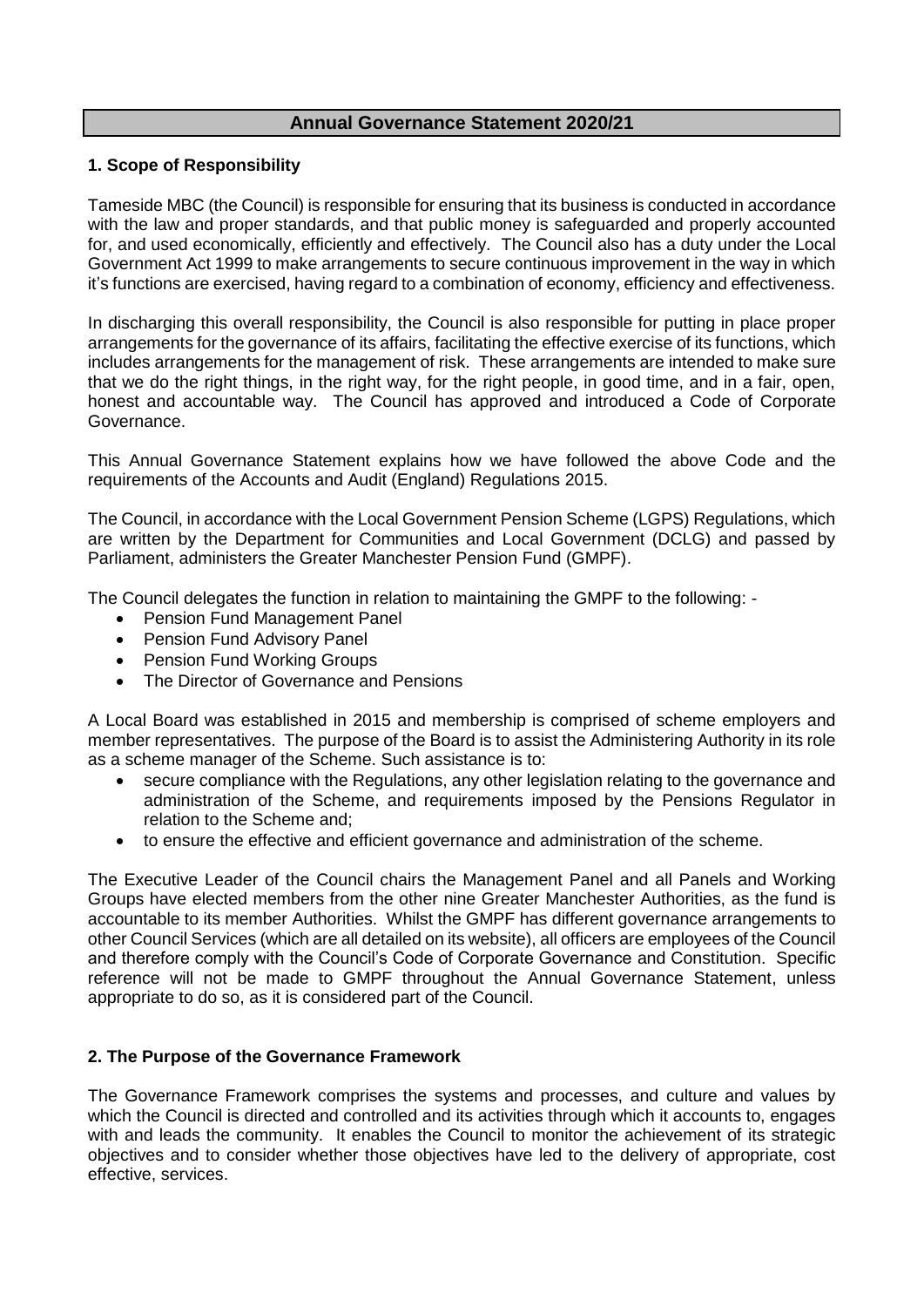# Annual Governance Statement 2020/21

## 1. Scope of Responsibility

Tameside MBC (the Council) is responsible for ensuring that its business is conducted in accordance with the law and proper standards, and that public money is safeguarded and properly accounted for, and used economically, efficiently and effectively. The Council also has a duty under the Local Government Act 1999 to make arrangements to secure continuous improvement in the way in which it's functions are exercised, having regard to a combination of economy, efficiency and effectiveness.

In discharging this overall responsibility, the Council is also responsible for putting in place proper arrangements for the governance of its affairs, facilitating the effective exercise of its functions, which includes arrangements for the management of risk. These arrangements are intended to make sure that we do the right things, in the right way, for the right people, in good time, and in a fair, open, honest and accountable way. The Council has approved and introduced a Code of Corporate Governance.

This Annual Governance Statement explains how we have followed the above Code and the requirements of the Accounts and Audit (England) Regulations 2015.

The Council, in accordance with the Local Government Pension Scheme (LGPS) Regulations, which are written by the Department for Communities and Local Government (DCLG) and passed by Parliament, administers the Greater Manchester Pension Fund (GMPF).

The Council delegates the function in relation to maintaining the GMPF to the following: -

- Pension Fund Management Panel
- Pension Fund Advisory Panel
- Pension Fund Working Groups
- The Director of Governance and Pensions

A Local Board was established in 2015 and membership is comprised of scheme employers and member representatives. The purpose of the Board is to assist the Administering Authority in its role as a scheme manager of the Scheme. Such assistance is to:

- secure compliance with the Regulations, any other legislation relating to the governance and administration of the Scheme, and requirements imposed by the Pensions Regulator in relation to the Scheme and;
- to ensure the effective and efficient governance and administration of the scheme.

The Executive Leader of the Council chairs the Management Panel and all Panels and Working Groups have elected members from the other nine Greater Manchester Authorities, as the fund is accountable to its member Authorities. Whilst the GMPF has different governance arrangements to other Council Services (which are all detailed on its website), all officers are employees of the Council and therefore comply with the Council's Code of Corporate Governance and Constitution. Specific reference will not be made to GMPF throughout the Annual Governance Statement, unless appropriate to do so, as it is considered part of the Council.

## 2. The Purpose of the Governance Framework

The Governance Framework comprises the systems and processes, and culture and values by which the Council is directed and controlled and its activities through which it accounts to, engages with and leads the community. It enables the Council to monitor the achievement of its strategic objectives and to consider whether those objectives have led to the delivery of appropriate, cost effective, services.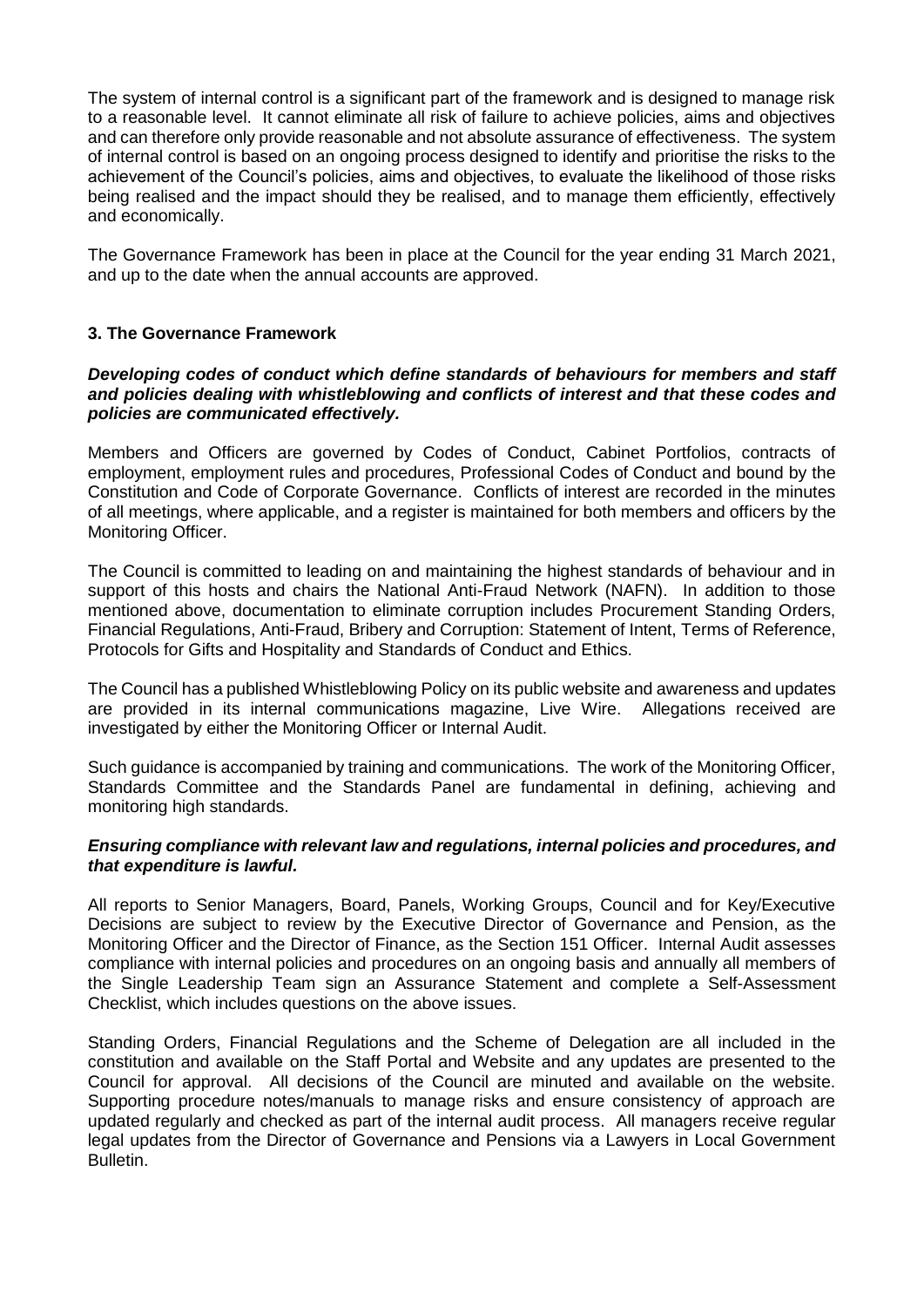The system of internal control is a significant part of the framework and is designed to manage risk to a reasonable level. It cannot eliminate all risk of failure to achieve policies, aims and objectives and can therefore only provide reasonable and not absolute assurance of effectiveness. The system of internal control is based on an ongoing process designed to identify and prioritise the risks to the achievement of the Council's policies, aims and objectives, to evaluate the likelihood of those risks being realised and the impact should they be realised, and to manage them efficiently, effectively and economically.

The Governance Framework has been in place at the Council for the year ending 31 March 2021, and up to the date when the annual accounts are approved.

## 3. The Governance Framework

***Developing codes of conduct which define standards of behaviours for members and staff and policies dealing with whistleblowing and conflicts of interest and that these codes and policies are communicated effectively.***

Members and Officers are governed by Codes of Conduct, Cabinet Portfolios, contracts of employment, employment rules and procedures, Professional Codes of Conduct and bound by the Constitution and Code of Corporate Governance. Conflicts of interest are recorded in the minutes of all meetings, where applicable, and a register is maintained for both members and officers by the Monitoring Officer.

The Council is committed to leading on and maintaining the highest standards of behaviour and in support of this hosts and chairs the National Anti-Fraud Network (NAFN). In addition to those mentioned above, documentation to eliminate corruption includes Procurement Standing Orders, Financial Regulations, Anti-Fraud, Bribery and Corruption: Statement of Intent, Terms of Reference, Protocols for Gifts and Hospitality and Standards of Conduct and Ethics.

The Council has a published Whistleblowing Policy on its public website and awareness and updates are provided in its internal communications magazine, Live Wire. Allegations received are investigated by either the Monitoring Officer or Internal Audit.

Such guidance is accompanied by training and communications. The work of the Monitoring Officer, Standards Committee and the Standards Panel are fundamental in defining, achieving and monitoring high standards.

***Ensuring compliance with relevant law and regulations, internal policies and procedures, and that expenditure is lawful.***

All reports to Senior Managers, Board, Panels, Working Groups, Council and for Key/Executive Decisions are subject to review by the Executive Director of Governance and Pension, as the Monitoring Officer and the Director of Finance, as the Section 151 Officer. Internal Audit assesses compliance with internal policies and procedures on an ongoing basis and annually all members of the Single Leadership Team sign an Assurance Statement and complete a Self-Assessment Checklist, which includes questions on the above issues.

Standing Orders, Financial Regulations and the Scheme of Delegation are all included in the constitution and available on the Staff Portal and Website and any updates are presented to the Council for approval. All decisions of the Council are minuted and available on the website. Supporting procedure notes/manuals to manage risks and ensure consistency of approach are updated regularly and checked as part of the internal audit process. All managers receive regular legal updates from the Director of Governance and Pensions via a Lawyers in Local Government Bulletin.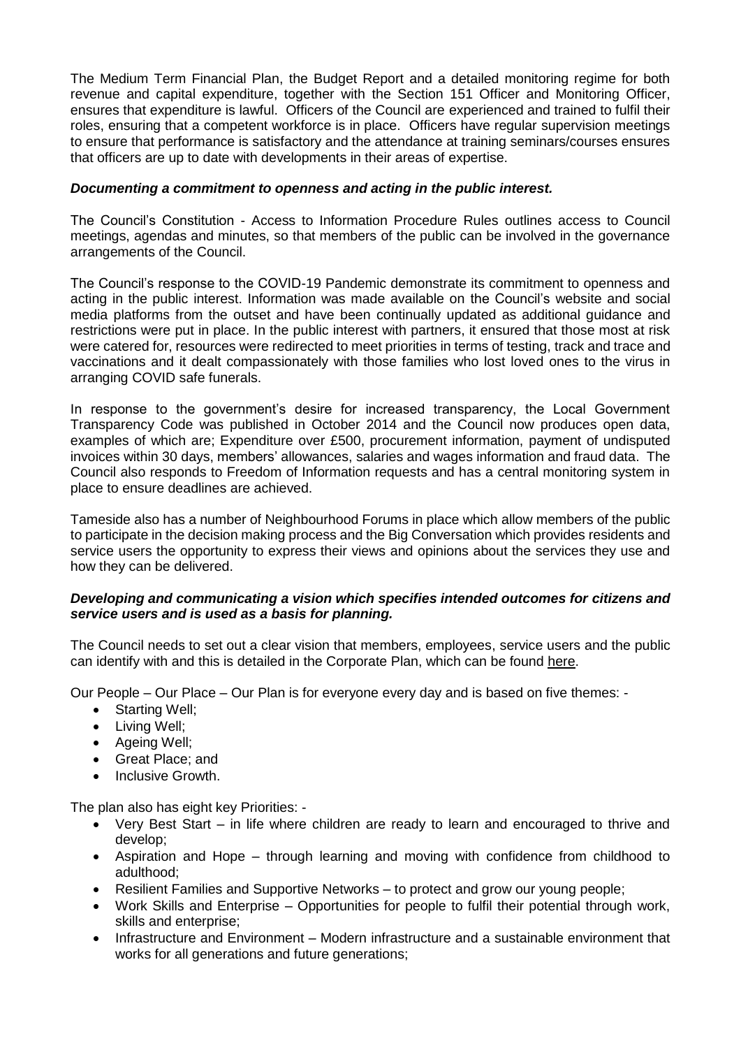The Medium Term Financial Plan, the Budget Report and a detailed monitoring regime for both revenue and capital expenditure, together with the Section 151 Officer and Monitoring Officer, ensures that expenditure is lawful. Officers of the Council are experienced and trained to fulfil their roles, ensuring that a competent workforce is in place. Officers have regular supervision meetings to ensure that performance is satisfactory and the attendance at training seminars/courses ensures that officers are up to date with developments in their areas of expertise.

***Documenting a commitment to openness and acting in the public interest.***

The Council's Constitution - Access to Information Procedure Rules outlines access to Council meetings, agendas and minutes, so that members of the public can be involved in the governance arrangements of the Council.

The Council's response to the COVID-19 Pandemic demonstrate its commitment to openness and acting in the public interest. Information was made available on the Council's website and social media platforms from the outset and have been continually updated as additional guidance and restrictions were put in place. In the public interest with partners, it ensured that those most at risk were catered for, resources were redirected to meet priorities in terms of testing, track and trace and vaccinations and it dealt compassionately with those families who lost loved ones to the virus in arranging COVID safe funerals.

In response to the government's desire for increased transparency, the Local Government Transparency Code was published in October 2014 and the Council now produces open data, examples of which are; Expenditure over £500, procurement information, payment of undisputed invoices within 30 days, members' allowances, salaries and wages information and fraud data. The Council also responds to Freedom of Information requests and has a central monitoring system in place to ensure deadlines are achieved.

Tameside also has a number of Neighbourhood Forums in place which allow members of the public to participate in the decision making process and the Big Conversation which provides residents and service users the opportunity to express their views and opinions about the services they use and how they can be delivered.

***Developing and communicating a vision which specifies intended outcomes for citizens and service users and is used as a basis for planning.***

The Council needs to set out a clear vision that members, employees, service users and the public can identify with and this is detailed in the Corporate Plan, which can be found here.

Our People – Our Place – Our Plan is for everyone every day and is based on five themes: -

- Starting Well;
- Living Well;
- Ageing Well;
- Great Place; and
- Inclusive Growth.

The plan also has eight key Priorities: -

- Very Best Start – in life where children are ready to learn and encouraged to thrive and develop;
- Aspiration and Hope – through learning and moving with confidence from childhood to adulthood;
- Resilient Families and Supportive Networks – to protect and grow our young people;
- Work Skills and Enterprise – Opportunities for people to fulfil their potential through work, skills and enterprise;
- Infrastructure and Environment – Modern infrastructure and a sustainable environment that works for all generations and future generations;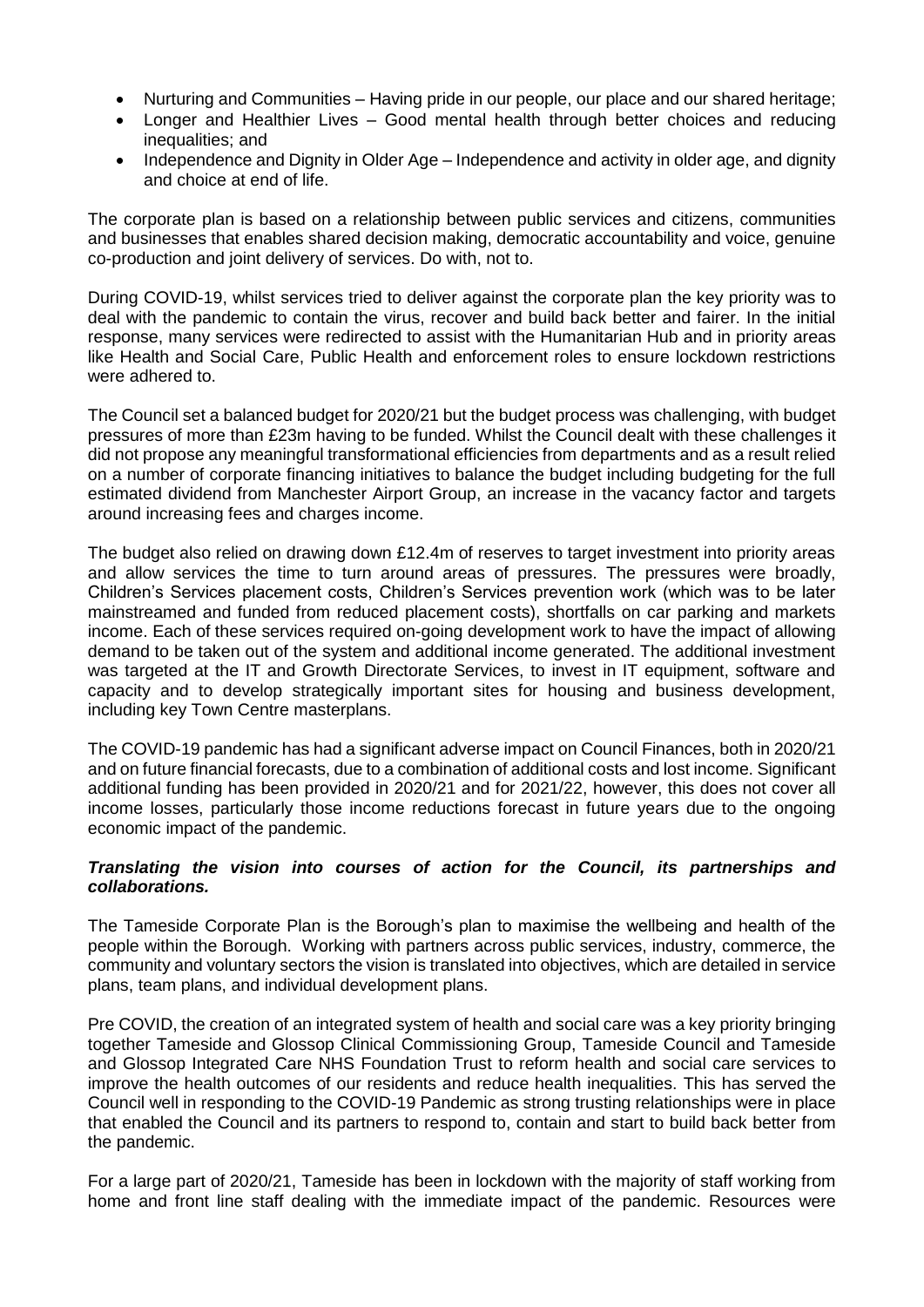- Nurturing and Communities – Having pride in our people, our place and our shared heritage;
- Longer and Healthier Lives – Good mental health through better choices and reducing inequalities; and
- Independence and Dignity in Older Age – Independence and activity in older age, and dignity and choice at end of life.

The corporate plan is based on a relationship between public services and citizens, communities and businesses that enables shared decision making, democratic accountability and voice, genuine co-production and joint delivery of services. Do with, not to.

During COVID-19, whilst services tried to deliver against the corporate plan the key priority was to deal with the pandemic to contain the virus, recover and build back better and fairer. In the initial response, many services were redirected to assist with the Humanitarian Hub and in priority areas like Health and Social Care, Public Health and enforcement roles to ensure lockdown restrictions were adhered to.

The Council set a balanced budget for 2020/21 but the budget process was challenging, with budget pressures of more than £23m having to be funded. Whilst the Council dealt with these challenges it did not propose any meaningful transformational efficiencies from departments and as a result relied on a number of corporate financing initiatives to balance the budget including budgeting for the full estimated dividend from Manchester Airport Group, an increase in the vacancy factor and targets around increasing fees and charges income.

The budget also relied on drawing down £12.4m of reserves to target investment into priority areas and allow services the time to turn around areas of pressures. The pressures were broadly, Children's Services placement costs, Children's Services prevention work (which was to be later mainstreamed and funded from reduced placement costs), shortfalls on car parking and markets income. Each of these services required on-going development work to have the impact of allowing demand to be taken out of the system and additional income generated. The additional investment was targeted at the IT and Growth Directorate Services, to invest in IT equipment, software and capacity and to develop strategically important sites for housing and business development, including key Town Centre masterplans.

The COVID-19 pandemic has had a significant adverse impact on Council Finances, both in 2020/21 and on future financial forecasts, due to a combination of additional costs and lost income. Significant additional funding has been provided in 2020/21 and for 2021/22, however, this does not cover all income losses, particularly those income reductions forecast in future years due to the ongoing economic impact of the pandemic.

***Translating the vision into courses of action for the Council, its partnerships and collaborations.***

The Tameside Corporate Plan is the Borough's plan to maximise the wellbeing and health of the people within the Borough. Working with partners across public services, industry, commerce, the community and voluntary sectors the vision is translated into objectives, which are detailed in service plans, team plans, and individual development plans.

Pre COVID, the creation of an integrated system of health and social care was a key priority bringing together Tameside and Glossop Clinical Commissioning Group, Tameside Council and Tameside and Glossop Integrated Care NHS Foundation Trust to reform health and social care services to improve the health outcomes of our residents and reduce health inequalities. This has served the Council well in responding to the COVID-19 Pandemic as strong trusting relationships were in place that enabled the Council and its partners to respond to, contain and start to build back better from the pandemic.

For a large part of 2020/21, Tameside has been in lockdown with the majority of staff working from home and front line staff dealing with the immediate impact of the pandemic. Resources were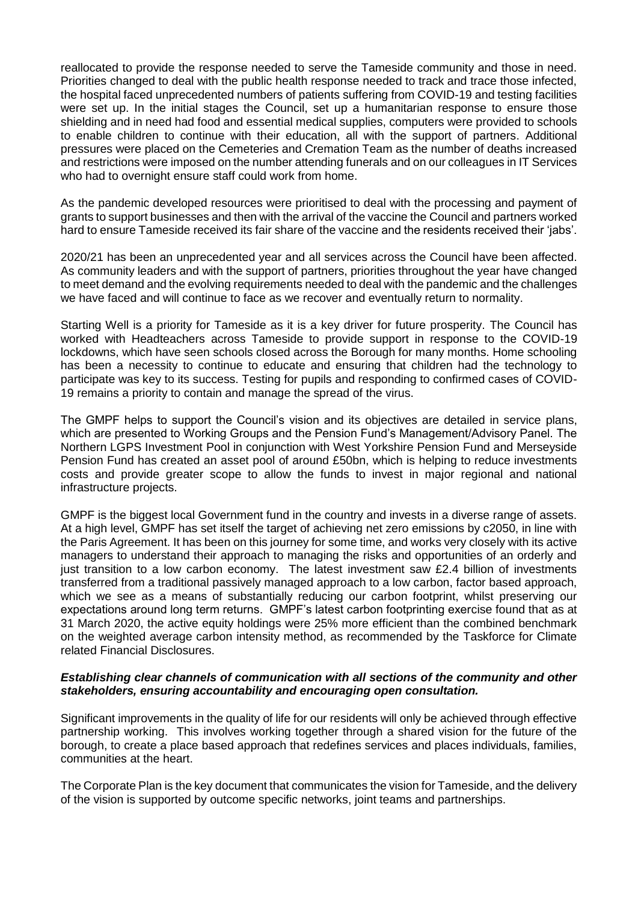reallocated to provide the response needed to serve the Tameside community and those in need. Priorities changed to deal with the public health response needed to track and trace those infected, the hospital faced unprecedented numbers of patients suffering from COVID-19 and testing facilities were set up. In the initial stages the Council, set up a humanitarian response to ensure those shielding and in need had food and essential medical supplies, computers were provided to schools to enable children to continue with their education, all with the support of partners. Additional pressures were placed on the Cemeteries and Cremation Team as the number of deaths increased and restrictions were imposed on the number attending funerals and on our colleagues in IT Services who had to overnight ensure staff could work from home.

As the pandemic developed resources were prioritised to deal with the processing and payment of grants to support businesses and then with the arrival of the vaccine the Council and partners worked hard to ensure Tameside received its fair share of the vaccine and the residents received their 'jabs'.

2020/21 has been an unprecedented year and all services across the Council have been affected. As community leaders and with the support of partners, priorities throughout the year have changed to meet demand and the evolving requirements needed to deal with the pandemic and the challenges we have faced and will continue to face as we recover and eventually return to normality.

Starting Well is a priority for Tameside as it is a key driver for future prosperity. The Council has worked with Headteachers across Tameside to provide support in response to the COVID-19 lockdowns, which have seen schools closed across the Borough for many months. Home schooling has been a necessity to continue to educate and ensuring that children had the technology to participate was key to its success. Testing for pupils and responding to confirmed cases of COVID-19 remains a priority to contain and manage the spread of the virus.

The GMPF helps to support the Council's vision and its objectives are detailed in service plans, which are presented to Working Groups and the Pension Fund's Management/Advisory Panel. The Northern LGPS Investment Pool in conjunction with West Yorkshire Pension Fund and Merseyside Pension Fund has created an asset pool of around £50bn, which is helping to reduce investments costs and provide greater scope to allow the funds to invest in major regional and national infrastructure projects.

GMPF is the biggest local Government fund in the country and invests in a diverse range of assets. At a high level, GMPF has set itself the target of achieving net zero emissions by c2050, in line with the Paris Agreement. It has been on this journey for some time, and works very closely with its active managers to understand their approach to managing the risks and opportunities of an orderly and just transition to a low carbon economy. The latest investment saw £2.4 billion of investments transferred from a traditional passively managed approach to a low carbon, factor based approach, which we see as a means of substantially reducing our carbon footprint, whilst preserving our expectations around long term returns. GMPF's latest carbon footprinting exercise found that as at 31 March 2020, the active equity holdings were 25% more efficient than the combined benchmark on the weighted average carbon intensity method, as recommended by the Taskforce for Climate related Financial Disclosures.

***Establishing clear channels of communication with all sections of the community and other stakeholders, ensuring accountability and encouraging open consultation.***

Significant improvements in the quality of life for our residents will only be achieved through effective partnership working. This involves working together through a shared vision for the future of the borough, to create a place based approach that redefines services and places individuals, families, communities at the heart.

The Corporate Plan is the key document that communicates the vision for Tameside, and the delivery of the vision is supported by outcome specific networks, joint teams and partnerships.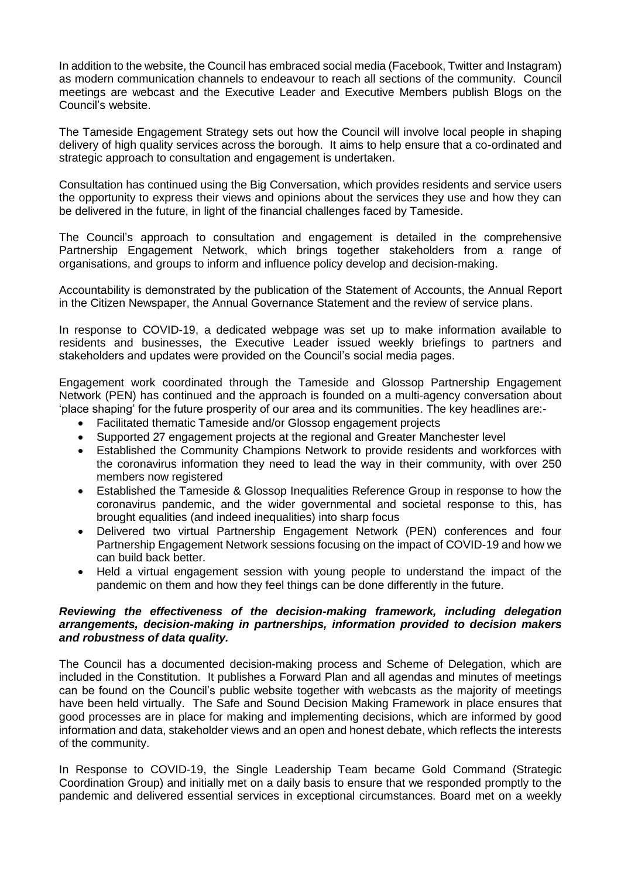In addition to the website, the Council has embraced social media (Facebook, Twitter and Instagram) as modern communication channels to endeavour to reach all sections of the community. Council meetings are webcast and the Executive Leader and Executive Members publish Blogs on the Council's website.

The Tameside Engagement Strategy sets out how the Council will involve local people in shaping delivery of high quality services across the borough. It aims to help ensure that a co-ordinated and strategic approach to consultation and engagement is undertaken.

Consultation has continued using the Big Conversation, which provides residents and service users the opportunity to express their views and opinions about the services they use and how they can be delivered in the future, in light of the financial challenges faced by Tameside.

The Council's approach to consultation and engagement is detailed in the comprehensive Partnership Engagement Network, which brings together stakeholders from a range of organisations, and groups to inform and influence policy develop and decision-making.

Accountability is demonstrated by the publication of the Statement of Accounts, the Annual Report in the Citizen Newspaper, the Annual Governance Statement and the review of service plans.

In response to COVID-19, a dedicated webpage was set up to make information available to residents and businesses, the Executive Leader issued weekly briefings to partners and stakeholders and updates were provided on the Council's social media pages.

Engagement work coordinated through the Tameside and Glossop Partnership Engagement Network (PEN) has continued and the approach is founded on a multi-agency conversation about 'place shaping' for the future prosperity of our area and its communities. The key headlines are:-

- Facilitated thematic Tameside and/or Glossop engagement projects
- Supported 27 engagement projects at the regional and Greater Manchester level
- Established the Community Champions Network to provide residents and workforces with the coronavirus information they need to lead the way in their community, with over 250 members now registered
- Established the Tameside & Glossop Inequalities Reference Group in response to how the coronavirus pandemic, and the wider governmental and societal response to this, has brought equalities (and indeed inequalities) into sharp focus
- Delivered two virtual Partnership Engagement Network (PEN) conferences and four Partnership Engagement Network sessions focusing on the impact of COVID-19 and how we can build back better.
- Held a virtual engagement session with young people to understand the impact of the pandemic on them and how they feel things can be done differently in the future.

***Reviewing the effectiveness of the decision-making framework, including delegation arrangements, decision-making in partnerships, information provided to decision makers and robustness of data quality.***

The Council has a documented decision-making process and Scheme of Delegation, which are included in the Constitution. It publishes a Forward Plan and all agendas and minutes of meetings can be found on the Council's public website together with webcasts as the majority of meetings have been held virtually. The Safe and Sound Decision Making Framework in place ensures that good processes are in place for making and implementing decisions, which are informed by good information and data, stakeholder views and an open and honest debate, which reflects the interests of the community.

In Response to COVID-19, the Single Leadership Team became Gold Command (Strategic Coordination Group) and initially met on a daily basis to ensure that we responded promptly to the pandemic and delivered essential services in exceptional circumstances. Board met on a weekly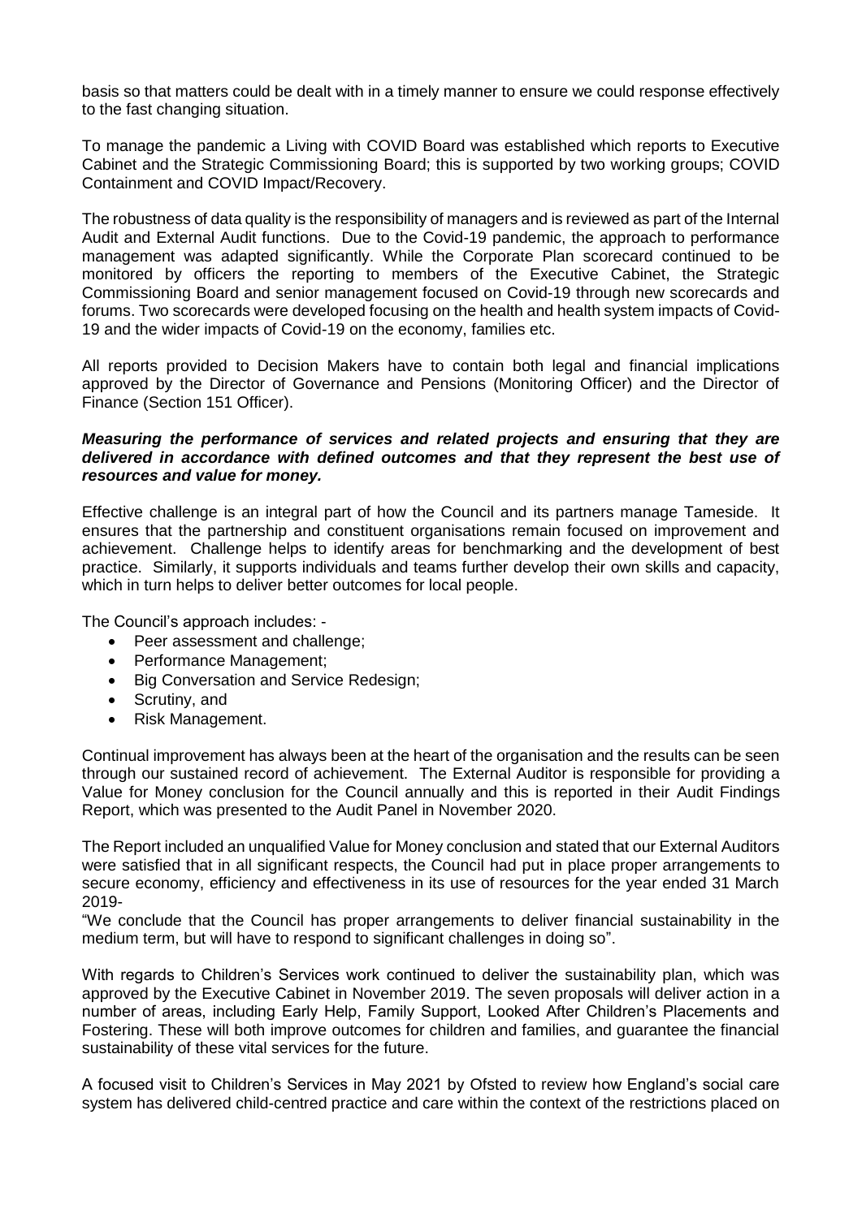basis so that matters could be dealt with in a timely manner to ensure we could response effectively to the fast changing situation.

To manage the pandemic a Living with COVID Board was established which reports to Executive Cabinet and the Strategic Commissioning Board; this is supported by two working groups; COVID Containment and COVID Impact/Recovery.

The robustness of data quality is the responsibility of managers and is reviewed as part of the Internal Audit and External Audit functions. Due to the Covid-19 pandemic, the approach to performance management was adapted significantly. While the Corporate Plan scorecard continued to be monitored by officers the reporting to members of the Executive Cabinet, the Strategic Commissioning Board and senior management focused on Covid-19 through new scorecards and forums. Two scorecards were developed focusing on the health and health system impacts of Covid-19 and the wider impacts of Covid-19 on the economy, families etc.

All reports provided to Decision Makers have to contain both legal and financial implications approved by the Director of Governance and Pensions (Monitoring Officer) and the Director of Finance (Section 151 Officer).

***Measuring the performance of services and related projects and ensuring that they are delivered in accordance with defined outcomes and that they represent the best use of resources and value for money.***

Effective challenge is an integral part of how the Council and its partners manage Tameside. It ensures that the partnership and constituent organisations remain focused on improvement and achievement. Challenge helps to identify areas for benchmarking and the development of best practice. Similarly, it supports individuals and teams further develop their own skills and capacity, which in turn helps to deliver better outcomes for local people.

The Council's approach includes: -

- Peer assessment and challenge;
- Performance Management;
- Big Conversation and Service Redesign;
- Scrutiny, and
- Risk Management.

Continual improvement has always been at the heart of the organisation and the results can be seen through our sustained record of achievement. The External Auditor is responsible for providing a Value for Money conclusion for the Council annually and this is reported in their Audit Findings Report, which was presented to the Audit Panel in November 2020.

The Report included an unqualified Value for Money conclusion and stated that our External Auditors were satisfied that in all significant respects, the Council had put in place proper arrangements to secure economy, efficiency and effectiveness in its use of resources for the year ended 31 March 2019-
"We conclude that the Council has proper arrangements to deliver financial sustainability in the medium term, but will have to respond to significant challenges in doing so".

With regards to Children's Services work continued to deliver the sustainability plan, which was approved by the Executive Cabinet in November 2019. The seven proposals will deliver action in a number of areas, including Early Help, Family Support, Looked After Children's Placements and Fostering. These will both improve outcomes for children and families, and guarantee the financial sustainability of these vital services for the future.

A focused visit to Children's Services in May 2021 by Ofsted to review how England's social care system has delivered child-centred practice and care within the context of the restrictions placed on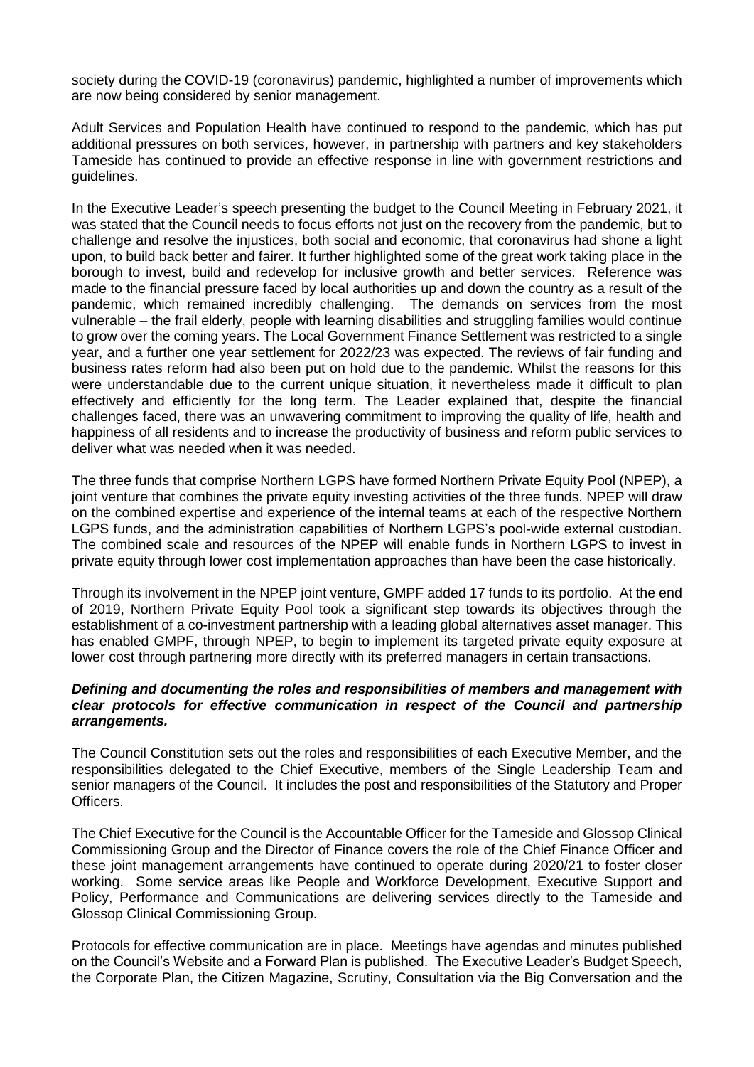society during the COVID-19 (coronavirus) pandemic, highlighted a number of improvements which are now being considered by senior management.

Adult Services and Population Health have continued to respond to the pandemic, which has put additional pressures on both services, however, in partnership with partners and key stakeholders Tameside has continued to provide an effective response in line with government restrictions and guidelines.

In the Executive Leader's speech presenting the budget to the Council Meeting in February 2021, it was stated that the Council needs to focus efforts not just on the recovery from the pandemic, but to challenge and resolve the injustices, both social and economic, that coronavirus had shone a light upon, to build back better and fairer. It further highlighted some of the great work taking place in the borough to invest, build and redevelop for inclusive growth and better services. Reference was made to the financial pressure faced by local authorities up and down the country as a result of the pandemic, which remained incredibly challenging. The demands on services from the most vulnerable – the frail elderly, people with learning disabilities and struggling families would continue to grow over the coming years. The Local Government Finance Settlement was restricted to a single year, and a further one year settlement for 2022/23 was expected. The reviews of fair funding and business rates reform had also been put on hold due to the pandemic. Whilst the reasons for this were understandable due to the current unique situation, it nevertheless made it difficult to plan effectively and efficiently for the long term. The Leader explained that, despite the financial challenges faced, there was an unwavering commitment to improving the quality of life, health and happiness of all residents and to increase the productivity of business and reform public services to deliver what was needed when it was needed.

The three funds that comprise Northern LGPS have formed Northern Private Equity Pool (NPEP), a joint venture that combines the private equity investing activities of the three funds. NPEP will draw on the combined expertise and experience of the internal teams at each of the respective Northern LGPS funds, and the administration capabilities of Northern LGPS's pool-wide external custodian. The combined scale and resources of the NPEP will enable funds in Northern LGPS to invest in private equity through lower cost implementation approaches than have been the case historically.

Through its involvement in the NPEP joint venture, GMPF added 17 funds to its portfolio. At the end of 2019, Northern Private Equity Pool took a significant step towards its objectives through the establishment of a co-investment partnership with a leading global alternatives asset manager. This has enabled GMPF, through NPEP, to begin to implement its targeted private equity exposure at lower cost through partnering more directly with its preferred managers in certain transactions.

***Defining and documenting the roles and responsibilities of members and management with clear protocols for effective communication in respect of the Council and partnership arrangements.***

The Council Constitution sets out the roles and responsibilities of each Executive Member, and the responsibilities delegated to the Chief Executive, members of the Single Leadership Team and senior managers of the Council. It includes the post and responsibilities of the Statutory and Proper Officers.

The Chief Executive for the Council is the Accountable Officer for the Tameside and Glossop Clinical Commissioning Group and the Director of Finance covers the role of the Chief Finance Officer and these joint management arrangements have continued to operate during 2020/21 to foster closer working. Some service areas like People and Workforce Development, Executive Support and Policy, Performance and Communications are delivering services directly to the Tameside and Glossop Clinical Commissioning Group.

Protocols for effective communication are in place. Meetings have agendas and minutes published on the Council's Website and a Forward Plan is published. The Executive Leader's Budget Speech, the Corporate Plan, the Citizen Magazine, Scrutiny, Consultation via the Big Conversation and the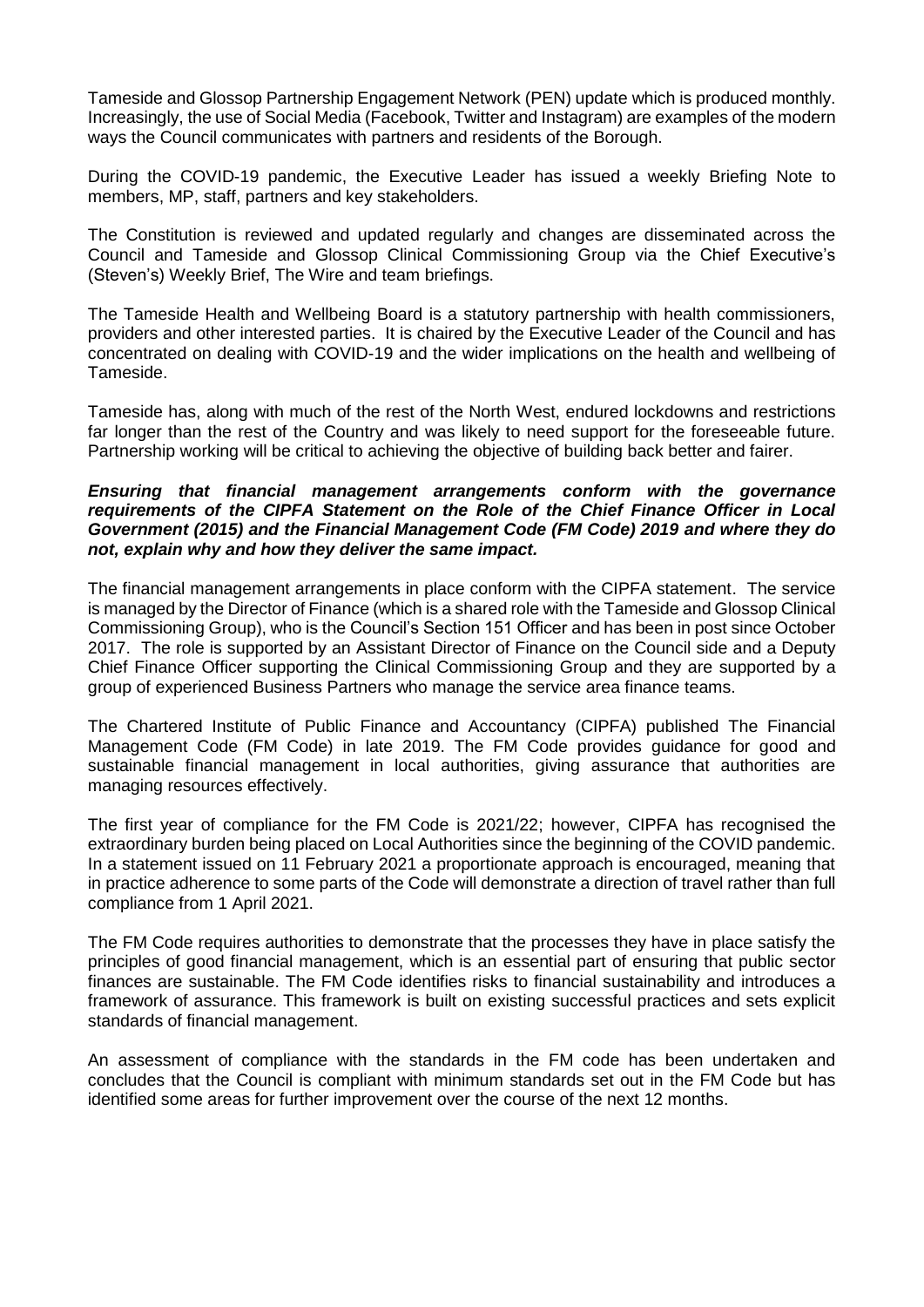Tameside and Glossop Partnership Engagement Network (PEN) update which is produced monthly. Increasingly, the use of Social Media (Facebook, Twitter and Instagram) are examples of the modern ways the Council communicates with partners and residents of the Borough.

During the COVID-19 pandemic, the Executive Leader has issued a weekly Briefing Note to members, MP, staff, partners and key stakeholders.

The Constitution is reviewed and updated regularly and changes are disseminated across the Council and Tameside and Glossop Clinical Commissioning Group via the Chief Executive's (Steven's) Weekly Brief, The Wire and team briefings.

The Tameside Health and Wellbeing Board is a statutory partnership with health commissioners, providers and other interested parties. It is chaired by the Executive Leader of the Council and has concentrated on dealing with COVID-19 and the wider implications on the health and wellbeing of Tameside.

Tameside has, along with much of the rest of the North West, endured lockdowns and restrictions far longer than the rest of the Country and was likely to need support for the foreseeable future. Partnership working will be critical to achieving the objective of building back better and fairer.

***Ensuring that financial management arrangements conform with the governance requirements of the CIPFA Statement on the Role of the Chief Finance Officer in Local Government (2015) and the Financial Management Code (FM Code) 2019 and where they do not, explain why and how they deliver the same impact.***

The financial management arrangements in place conform with the CIPFA statement. The service is managed by the Director of Finance (which is a shared role with the Tameside and Glossop Clinical Commissioning Group), who is the Council's Section 151 Officer and has been in post since October 2017. The role is supported by an Assistant Director of Finance on the Council side and a Deputy Chief Finance Officer supporting the Clinical Commissioning Group and they are supported by a group of experienced Business Partners who manage the service area finance teams.

The Chartered Institute of Public Finance and Accountancy (CIPFA) published The Financial Management Code (FM Code) in late 2019. The FM Code provides guidance for good and sustainable financial management in local authorities, giving assurance that authorities are managing resources effectively.

The first year of compliance for the FM Code is 2021/22; however, CIPFA has recognised the extraordinary burden being placed on Local Authorities since the beginning of the COVID pandemic. In a statement issued on 11 February 2021 a proportionate approach is encouraged, meaning that in practice adherence to some parts of the Code will demonstrate a direction of travel rather than full compliance from 1 April 2021.

The FM Code requires authorities to demonstrate that the processes they have in place satisfy the principles of good financial management, which is an essential part of ensuring that public sector finances are sustainable. The FM Code identifies risks to financial sustainability and introduces a framework of assurance. This framework is built on existing successful practices and sets explicit standards of financial management.

An assessment of compliance with the standards in the FM code has been undertaken and concludes that the Council is compliant with minimum standards set out in the FM Code but has identified some areas for further improvement over the course of the next 12 months.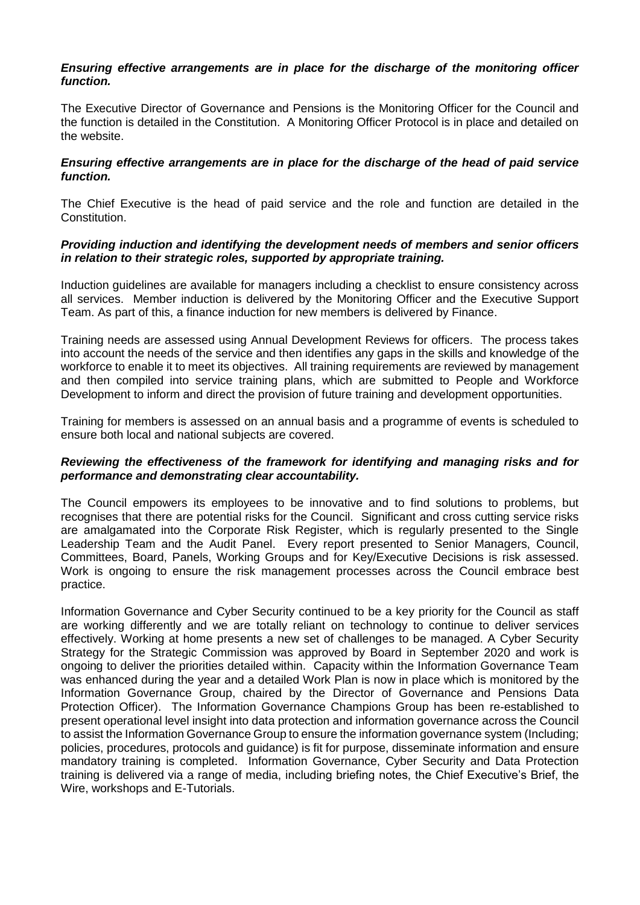***Ensuring effective arrangements are in place for the discharge of the monitoring officer function.***

The Executive Director of Governance and Pensions is the Monitoring Officer for the Council and the function is detailed in the Constitution. A Monitoring Officer Protocol is in place and detailed on the website.

***Ensuring effective arrangements are in place for the discharge of the head of paid service function.***

The Chief Executive is the head of paid service and the role and function are detailed in the Constitution.

***Providing induction and identifying the development needs of members and senior officers in relation to their strategic roles, supported by appropriate training.***

Induction guidelines are available for managers including a checklist to ensure consistency across all services. Member induction is delivered by the Monitoring Officer and the Executive Support Team. As part of this, a finance induction for new members is delivered by Finance.

Training needs are assessed using Annual Development Reviews for officers. The process takes into account the needs of the service and then identifies any gaps in the skills and knowledge of the workforce to enable it to meet its objectives. All training requirements are reviewed by management and then compiled into service training plans, which are submitted to People and Workforce Development to inform and direct the provision of future training and development opportunities.

Training for members is assessed on an annual basis and a programme of events is scheduled to ensure both local and national subjects are covered.

***Reviewing the effectiveness of the framework for identifying and managing risks and for performance and demonstrating clear accountability.***

The Council empowers its employees to be innovative and to find solutions to problems, but recognises that there are potential risks for the Council. Significant and cross cutting service risks are amalgamated into the Corporate Risk Register, which is regularly presented to the Single Leadership Team and the Audit Panel. Every report presented to Senior Managers, Council, Committees, Board, Panels, Working Groups and for Key/Executive Decisions is risk assessed. Work is ongoing to ensure the risk management processes across the Council embrace best practice.

Information Governance and Cyber Security continued to be a key priority for the Council as staff are working differently and we are totally reliant on technology to continue to deliver services effectively. Working at home presents a new set of challenges to be managed. A Cyber Security Strategy for the Strategic Commission was approved by Board in September 2020 and work is ongoing to deliver the priorities detailed within. Capacity within the Information Governance Team was enhanced during the year and a detailed Work Plan is now in place which is monitored by the Information Governance Group, chaired by the Director of Governance and Pensions Data Protection Officer). The Information Governance Champions Group has been re-established to present operational level insight into data protection and information governance across the Council to assist the Information Governance Group to ensure the information governance system (Including; policies, procedures, protocols and guidance) is fit for purpose, disseminate information and ensure mandatory training is completed. Information Governance, Cyber Security and Data Protection training is delivered via a range of media, including briefing notes, the Chief Executive's Brief, the Wire, workshops and E-Tutorials.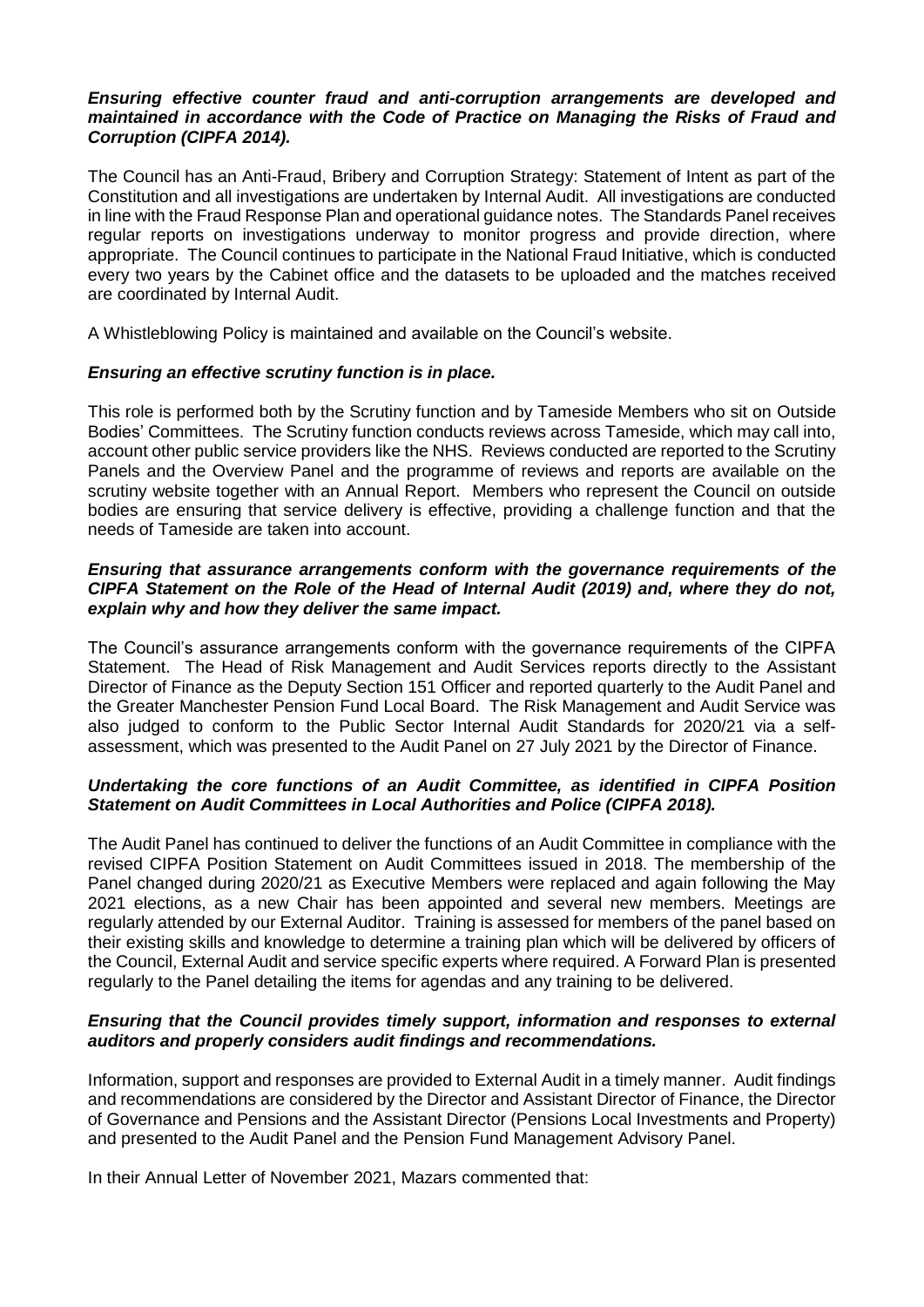***Ensuring effective counter fraud and anti-corruption arrangements are developed and maintained in accordance with the Code of Practice on Managing the Risks of Fraud and Corruption (CIPFA 2014).***

The Council has an Anti-Fraud, Bribery and Corruption Strategy: Statement of Intent as part of the Constitution and all investigations are undertaken by Internal Audit. All investigations are conducted in line with the Fraud Response Plan and operational guidance notes. The Standards Panel receives regular reports on investigations underway to monitor progress and provide direction, where appropriate. The Council continues to participate in the National Fraud Initiative, which is conducted every two years by the Cabinet office and the datasets to be uploaded and the matches received are coordinated by Internal Audit.

A Whistleblowing Policy is maintained and available on the Council's website.

***Ensuring an effective scrutiny function is in place.***

This role is performed both by the Scrutiny function and by Tameside Members who sit on Outside Bodies' Committees. The Scrutiny function conducts reviews across Tameside, which may call into, account other public service providers like the NHS. Reviews conducted are reported to the Scrutiny Panels and the Overview Panel and the programme of reviews and reports are available on the scrutiny website together with an Annual Report. Members who represent the Council on outside bodies are ensuring that service delivery is effective, providing a challenge function and that the needs of Tameside are taken into account.

***Ensuring that assurance arrangements conform with the governance requirements of the CIPFA Statement on the Role of the Head of Internal Audit (2019) and, where they do not, explain why and how they deliver the same impact.***

The Council's assurance arrangements conform with the governance requirements of the CIPFA Statement. The Head of Risk Management and Audit Services reports directly to the Assistant Director of Finance as the Deputy Section 151 Officer and reported quarterly to the Audit Panel and the Greater Manchester Pension Fund Local Board. The Risk Management and Audit Service was also judged to conform to the Public Sector Internal Audit Standards for 2020/21 via a self-assessment, which was presented to the Audit Panel on 27 July 2021 by the Director of Finance.

***Undertaking the core functions of an Audit Committee, as identified in CIPFA Position Statement on Audit Committees in Local Authorities and Police (CIPFA 2018).***

The Audit Panel has continued to deliver the functions of an Audit Committee in compliance with the revised CIPFA Position Statement on Audit Committees issued in 2018. The membership of the Panel changed during 2020/21 as Executive Members were replaced and again following the May 2021 elections, as a new Chair has been appointed and several new members. Meetings are regularly attended by our External Auditor. Training is assessed for members of the panel based on their existing skills and knowledge to determine a training plan which will be delivered by officers of the Council, External Audit and service specific experts where required. A Forward Plan is presented regularly to the Panel detailing the items for agendas and any training to be delivered.

***Ensuring that the Council provides timely support, information and responses to external auditors and properly considers audit findings and recommendations.***

Information, support and responses are provided to External Audit in a timely manner. Audit findings and recommendations are considered by the Director and Assistant Director of Finance, the Director of Governance and Pensions and the Assistant Director (Pensions Local Investments and Property) and presented to the Audit Panel and the Pension Fund Management Advisory Panel.

In their Annual Letter of November 2021, Mazars commented that: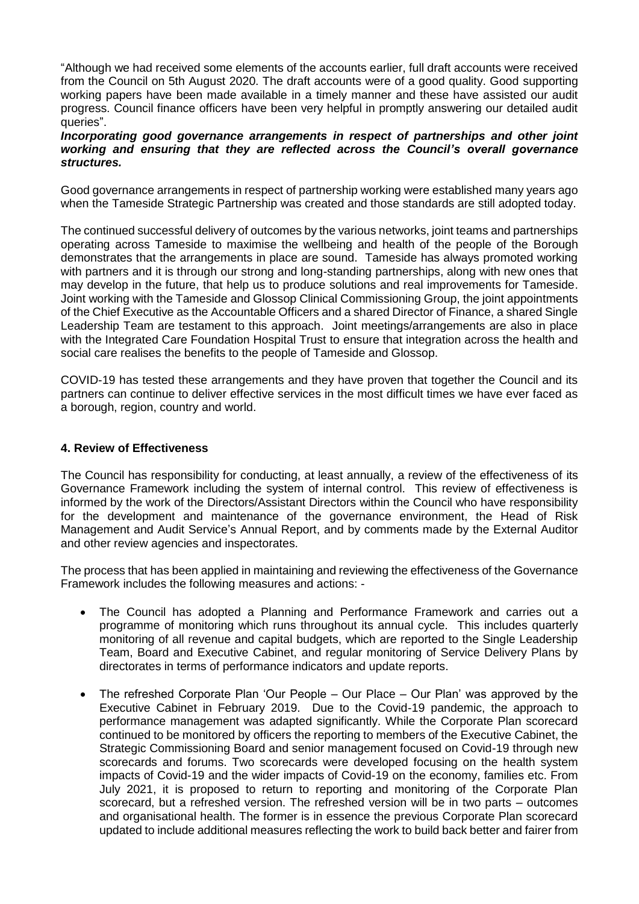"Although we had received some elements of the accounts earlier, full draft accounts were received from the Council on 5th August 2020. The draft accounts were of a good quality. Good supporting working papers have been made available in a timely manner and these have assisted our audit progress. Council finance officers have been very helpful in promptly answering our detailed audit queries".

***Incorporating good governance arrangements in respect of partnerships and other joint working and ensuring that they are reflected across the Council's overall governance structures.***

Good governance arrangements in respect of partnership working were established many years ago when the Tameside Strategic Partnership was created and those standards are still adopted today.

The continued successful delivery of outcomes by the various networks, joint teams and partnerships operating across Tameside to maximise the wellbeing and health of the people of the Borough demonstrates that the arrangements in place are sound. Tameside has always promoted working with partners and it is through our strong and long-standing partnerships, along with new ones that may develop in the future, that help us to produce solutions and real improvements for Tameside. Joint working with the Tameside and Glossop Clinical Commissioning Group, the joint appointments of the Chief Executive as the Accountable Officers and a shared Director of Finance, a shared Single Leadership Team are testament to this approach. Joint meetings/arrangements are also in place with the Integrated Care Foundation Hospital Trust to ensure that integration across the health and social care realises the benefits to the people of Tameside and Glossop.

COVID-19 has tested these arrangements and they have proven that together the Council and its partners can continue to deliver effective services in the most difficult times we have ever faced as a borough, region, country and world.

## 4. Review of Effectiveness

The Council has responsibility for conducting, at least annually, a review of the effectiveness of its Governance Framework including the system of internal control. This review of effectiveness is informed by the work of the Directors/Assistant Directors within the Council who have responsibility for the development and maintenance of the governance environment, the Head of Risk Management and Audit Service's Annual Report, and by comments made by the External Auditor and other review agencies and inspectorates.

The process that has been applied in maintaining and reviewing the effectiveness of the Governance Framework includes the following measures and actions: -

- The Council has adopted a Planning and Performance Framework and carries out a programme of monitoring which runs throughout its annual cycle. This includes quarterly monitoring of all revenue and capital budgets, which are reported to the Single Leadership Team, Board and Executive Cabinet, and regular monitoring of Service Delivery Plans by directorates in terms of performance indicators and update reports.
- The refreshed Corporate Plan 'Our People – Our Place – Our Plan' was approved by the Executive Cabinet in February 2019. Due to the Covid-19 pandemic, the approach to performance management was adapted significantly. While the Corporate Plan scorecard continued to be monitored by officers the reporting to members of the Executive Cabinet, the Strategic Commissioning Board and senior management focused on Covid-19 through new scorecards and forums. Two scorecards were developed focusing on the health system impacts of Covid-19 and the wider impacts of Covid-19 on the economy, families etc. From July 2021, it is proposed to return to reporting and monitoring of the Corporate Plan scorecard, but a refreshed version. The refreshed version will be in two parts – outcomes and organisational health. The former is in essence the previous Corporate Plan scorecard updated to include additional measures reflecting the work to build back better and fairer from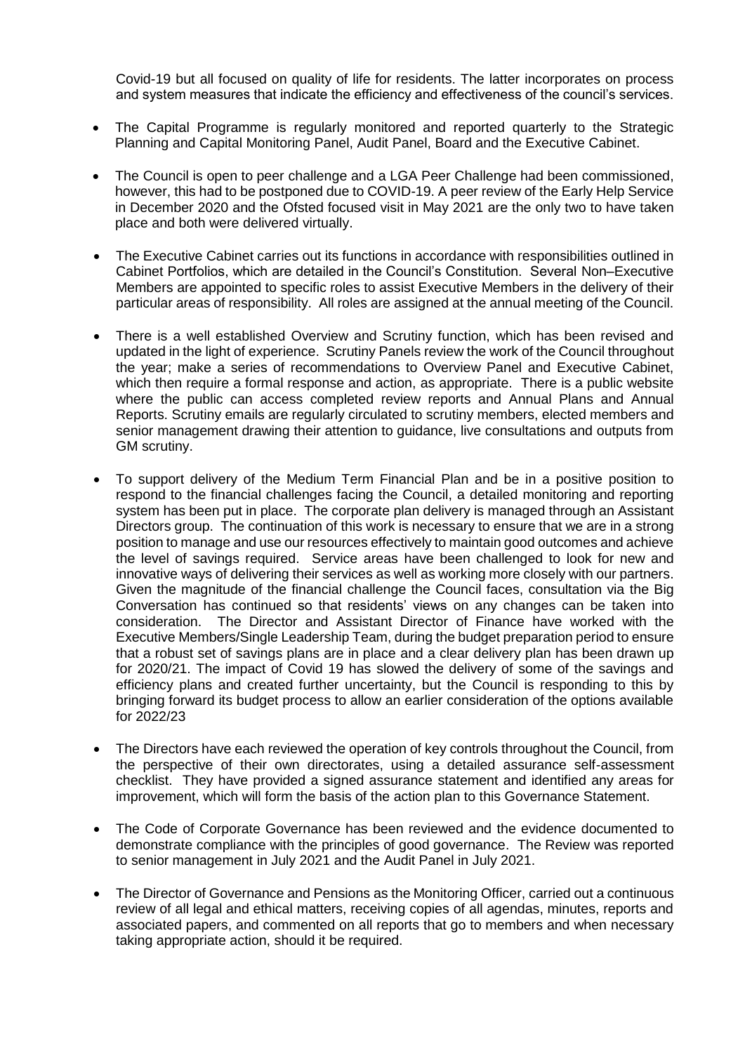Covid-19 but all focused on quality of life for residents. The latter incorporates on process and system measures that indicate the efficiency and effectiveness of the council's services.

- The Capital Programme is regularly monitored and reported quarterly to the Strategic Planning and Capital Monitoring Panel, Audit Panel, Board and the Executive Cabinet.

- The Council is open to peer challenge and a LGA Peer Challenge had been commissioned, however, this had to be postponed due to COVID-19. A peer review of the Early Help Service in December 2020 and the Ofsted focused visit in May 2021 are the only two to have taken place and both were delivered virtually.

- The Executive Cabinet carries out its functions in accordance with responsibilities outlined in Cabinet Portfolios, which are detailed in the Council's Constitution. Several Non–Executive Members are appointed to specific roles to assist Executive Members in the delivery of their particular areas of responsibility. All roles are assigned at the annual meeting of the Council.

- There is a well established Overview and Scrutiny function, which has been revised and updated in the light of experience. Scrutiny Panels review the work of the Council throughout the year; make a series of recommendations to Overview Panel and Executive Cabinet, which then require a formal response and action, as appropriate. There is a public website where the public can access completed review reports and Annual Plans and Annual Reports. Scrutiny emails are regularly circulated to scrutiny members, elected members and senior management drawing their attention to guidance, live consultations and outputs from GM scrutiny.

- To support delivery of the Medium Term Financial Plan and be in a positive position to respond to the financial challenges facing the Council, a detailed monitoring and reporting system has been put in place. The corporate plan delivery is managed through an Assistant Directors group. The continuation of this work is necessary to ensure that we are in a strong position to manage and use our resources effectively to maintain good outcomes and achieve the level of savings required. Service areas have been challenged to look for new and innovative ways of delivering their services as well as working more closely with our partners. Given the magnitude of the financial challenge the Council faces, consultation via the Big Conversation has continued so that residents' views on any changes can be taken into consideration. The Director and Assistant Director of Finance have worked with the Executive Members/Single Leadership Team, during the budget preparation period to ensure that a robust set of savings plans are in place and a clear delivery plan has been drawn up for 2020/21. The impact of Covid 19 has slowed the delivery of some of the savings and efficiency plans and created further uncertainty, but the Council is responding to this by bringing forward its budget process to allow an earlier consideration of the options available for 2022/23

- The Directors have each reviewed the operation of key controls throughout the Council, from the perspective of their own directorates, using a detailed assurance self-assessment checklist. They have provided a signed assurance statement and identified any areas for improvement, which will form the basis of the action plan to this Governance Statement.

- The Code of Corporate Governance has been reviewed and the evidence documented to demonstrate compliance with the principles of good governance. The Review was reported to senior management in July 2021 and the Audit Panel in July 2021.

- The Director of Governance and Pensions as the Monitoring Officer, carried out a continuous review of all legal and ethical matters, receiving copies of all agendas, minutes, reports and associated papers, and commented on all reports that go to members and when necessary taking appropriate action, should it be required.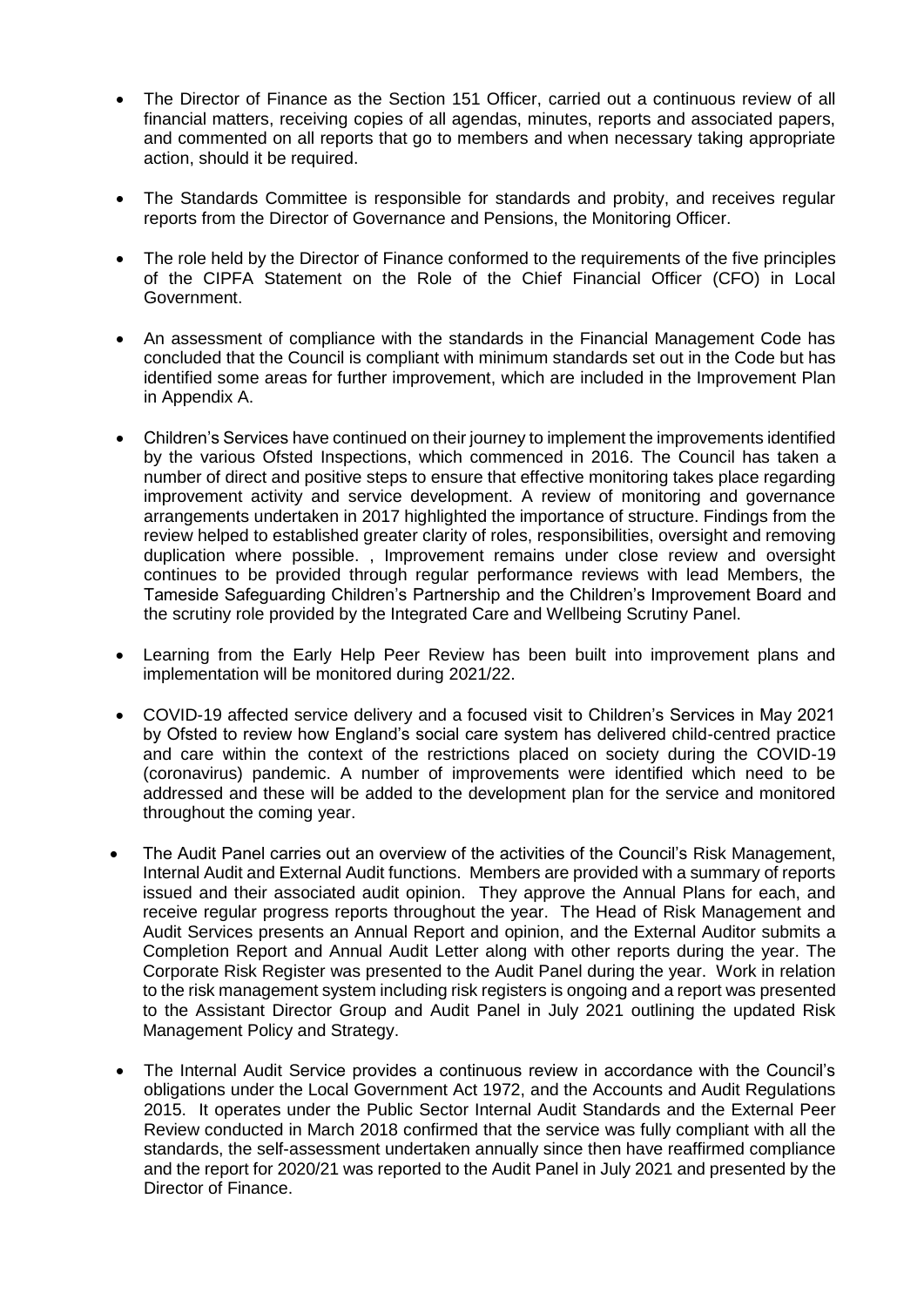- The Director of Finance as the Section 151 Officer, carried out a continuous review of all financial matters, receiving copies of all agendas, minutes, reports and associated papers, and commented on all reports that go to members and when necessary taking appropriate action, should it be required.

- The Standards Committee is responsible for standards and probity, and receives regular reports from the Director of Governance and Pensions, the Monitoring Officer.

- The role held by the Director of Finance conformed to the requirements of the five principles of the CIPFA Statement on the Role of the Chief Financial Officer (CFO) in Local Government.

- An assessment of compliance with the standards in the Financial Management Code has concluded that the Council is compliant with minimum standards set out in the Code but has identified some areas for further improvement, which are included in the Improvement Plan in Appendix A.

- Children's Services have continued on their journey to implement the improvements identified by the various Ofsted Inspections, which commenced in 2016. The Council has taken a number of direct and positive steps to ensure that effective monitoring takes place regarding improvement activity and service development. A review of monitoring and governance arrangements undertaken in 2017 highlighted the importance of structure. Findings from the review helped to established greater clarity of roles, responsibilities, oversight and removing duplication where possible. , Improvement remains under close review and oversight continues to be provided through regular performance reviews with lead Members, the Tameside Safeguarding Children's Partnership and the Children's Improvement Board and the scrutiny role provided by the Integrated Care and Wellbeing Scrutiny Panel.

- Learning from the Early Help Peer Review has been built into improvement plans and implementation will be monitored during 2021/22.

- COVID-19 affected service delivery and a focused visit to Children's Services in May 2021 by Ofsted to review how England's social care system has delivered child-centred practice and care within the context of the restrictions placed on society during the COVID-19 (coronavirus) pandemic. A number of improvements were identified which need to be addressed and these will be added to the development plan for the service and monitored throughout the coming year.

- The Audit Panel carries out an overview of the activities of the Council's Risk Management, Internal Audit and External Audit functions. Members are provided with a summary of reports issued and their associated audit opinion. They approve the Annual Plans for each, and receive regular progress reports throughout the year. The Head of Risk Management and Audit Services presents an Annual Report and opinion, and the External Auditor submits a Completion Report and Annual Audit Letter along with other reports during the year. The Corporate Risk Register was presented to the Audit Panel during the year. Work in relation to the risk management system including risk registers is ongoing and a report was presented to the Assistant Director Group and Audit Panel in July 2021 outlining the updated Risk Management Policy and Strategy.

- The Internal Audit Service provides a continuous review in accordance with the Council's obligations under the Local Government Act 1972, and the Accounts and Audit Regulations 2015. It operates under the Public Sector Internal Audit Standards and the External Peer Review conducted in March 2018 confirmed that the service was fully compliant with all the standards, the self-assessment undertaken annually since then have reaffirmed compliance and the report for 2020/21 was reported to the Audit Panel in July 2021 and presented by the Director of Finance.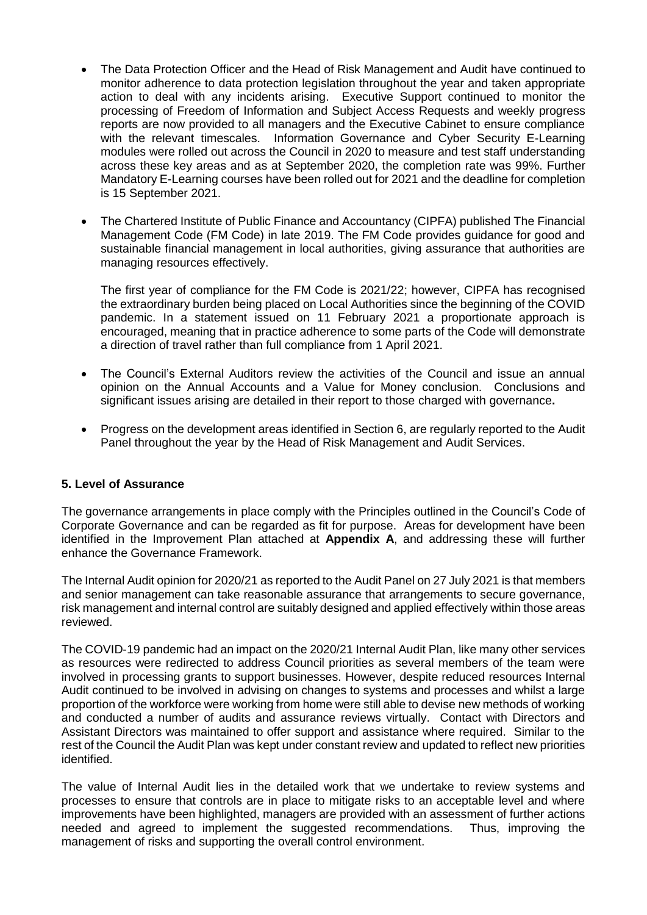- The Data Protection Officer and the Head of Risk Management and Audit have continued to monitor adherence to data protection legislation throughout the year and taken appropriate action to deal with any incidents arising. Executive Support continued to monitor the processing of Freedom of Information and Subject Access Requests and weekly progress reports are now provided to all managers and the Executive Cabinet to ensure compliance with the relevant timescales. Information Governance and Cyber Security E-Learning modules were rolled out across the Council in 2020 to measure and test staff understanding across these key areas and as at September 2020, the completion rate was 99%. Further Mandatory E-Learning courses have been rolled out for 2021 and the deadline for completion is 15 September 2021.

- The Chartered Institute of Public Finance and Accountancy (CIPFA) published The Financial Management Code (FM Code) in late 2019. The FM Code provides guidance for good and sustainable financial management in local authorities, giving assurance that authorities are managing resources effectively.

  The first year of compliance for the FM Code is 2021/22; however, CIPFA has recognised the extraordinary burden being placed on Local Authorities since the beginning of the COVID pandemic. In a statement issued on 11 February 2021 a proportionate approach is encouraged, meaning that in practice adherence to some parts of the Code will demonstrate a direction of travel rather than full compliance from 1 April 2021.

- The Council's External Auditors review the activities of the Council and issue an annual opinion on the Annual Accounts and a Value for Money conclusion. Conclusions and significant issues arising are detailed in their report to those charged with governance**.**

- Progress on the development areas identified in Section 6, are regularly reported to the Audit Panel throughout the year by the Head of Risk Management and Audit Services.

## 5. Level of Assurance

The governance arrangements in place comply with the Principles outlined in the Council's Code of Corporate Governance and can be regarded as fit for purpose. Areas for development have been identified in the Improvement Plan attached at **Appendix A**, and addressing these will further enhance the Governance Framework.

The Internal Audit opinion for 2020/21 as reported to the Audit Panel on 27 July 2021 is that members and senior management can take reasonable assurance that arrangements to secure governance, risk management and internal control are suitably designed and applied effectively within those areas reviewed.

The COVID-19 pandemic had an impact on the 2020/21 Internal Audit Plan, like many other services as resources were redirected to address Council priorities as several members of the team were involved in processing grants to support businesses. However, despite reduced resources Internal Audit continued to be involved in advising on changes to systems and processes and whilst a large proportion of the workforce were working from home were still able to devise new methods of working and conducted a number of audits and assurance reviews virtually. Contact with Directors and Assistant Directors was maintained to offer support and assistance where required. Similar to the rest of the Council the Audit Plan was kept under constant review and updated to reflect new priorities identified.

The value of Internal Audit lies in the detailed work that we undertake to review systems and processes to ensure that controls are in place to mitigate risks to an acceptable level and where improvements have been highlighted, managers are provided with an assessment of further actions needed and agreed to implement the suggested recommendations. Thus, improving the management of risks and supporting the overall control environment.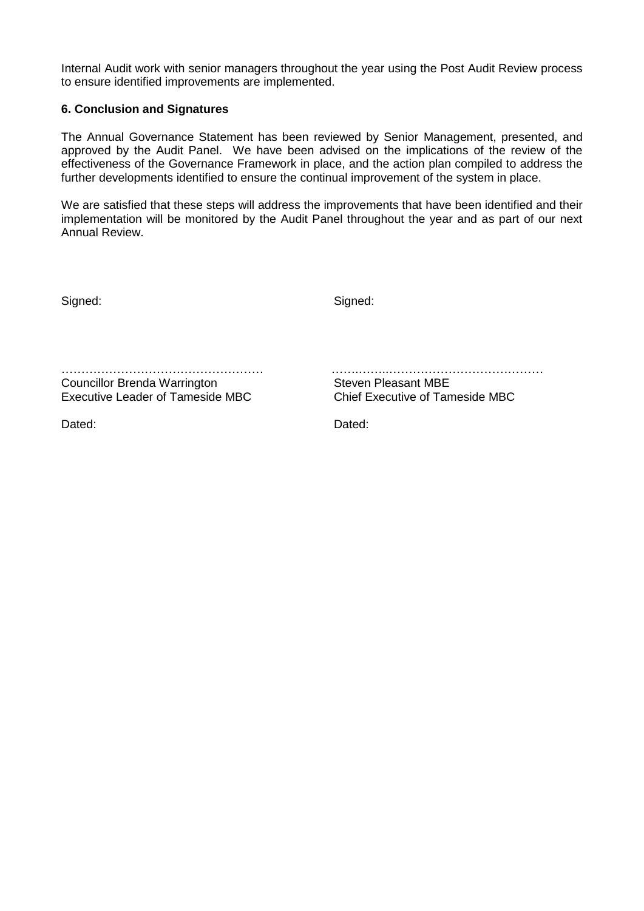Internal Audit work with senior managers throughout the year using the Post Audit Review process to ensure identified improvements are implemented.

**6. Conclusion and Signatures**

The Annual Governance Statement has been reviewed by Senior Management, presented, and approved by the Audit Panel. We have been advised on the implications of the review of the effectiveness of the Governance Framework in place, and the action plan compiled to address the further developments identified to ensure the continual improvement of the system in place.

We are satisfied that these steps will address the improvements that have been identified and their implementation will be monitored by the Audit Panel throughout the year and as part of our next Annual Review.

| Signed: | Signed: |
|---|---|
| …………………………………………… | …………………………………………… |
| Councillor Brenda Warrington | Steven Pleasant MBE |
| Executive Leader of Tameside MBC | Chief Executive of Tameside MBC |
| Dated: | Dated: |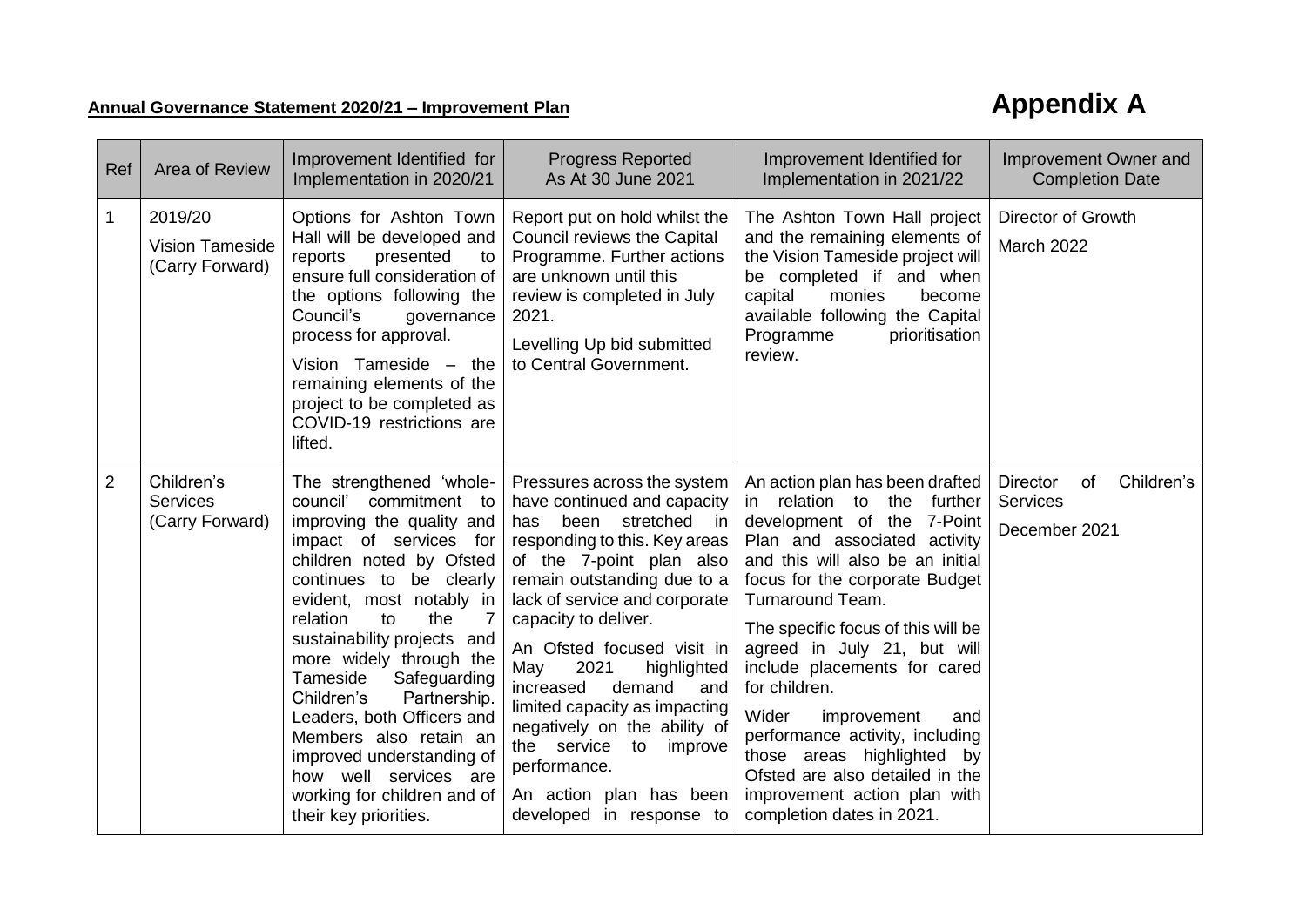**Annual Governance Statement 2020/21 – Improvement Plan**

# Appendix A

| Ref | Area of Review | Improvement Identified for Implementation in 2020/21 | Progress Reported As At 30 June 2021 | Improvement Identified for Implementation in 2021/22 | Improvement Owner and Completion Date |
|---|---|---|---|---|---|
| 1 | 2019/20 Vision Tameside (Carry Forward) | Options for Ashton Town Hall will be developed and reports presented to ensure full consideration of the options following the Council's governance process for approval.<br><br>Vision Tameside – the remaining elements of the project to be completed as COVID-19 restrictions are lifted. | Report put on hold whilst the Council reviews the Capital Programme. Further actions are unknown until this review is completed in July 2021.<br><br>Levelling Up bid submitted to Central Government. | The Ashton Town Hall project and the remaining elements of the Vision Tameside project will be completed if and when capital monies become available following the Capital Programme prioritisation review. | Director of Growth<br><br>March 2022 |
| 2 | Children's Services (Carry Forward) | The strengthened 'whole-council' commitment to improving the quality and impact of services for children noted by Ofsted continues to be clearly evident, most notably in relation to the 7 sustainability projects and more widely through the Tameside Safeguarding Children's Partnership. Leaders, both Officers and Members also retain an improved understanding of how well services are working for children and of their key priorities. | Pressures across the system have continued and capacity has been stretched in responding to this. Key areas of the 7-point plan also remain outstanding due to a lack of service and corporate capacity to deliver.<br><br>An Ofsted focused visit in May 2021 highlighted increased demand and limited capacity as impacting negatively on the ability of the service to improve performance.<br><br>An action plan has been developed in response to | An action plan has been drafted in relation to the further development of the 7-Point Plan and associated activity and this will also be an initial focus for the corporate Budget Turnaround Team.<br><br>The specific focus of this will be agreed in July 21, but will include placements for cared for children.<br><br>Wider improvement and performance activity, including those areas highlighted by Ofsted are also detailed in the improvement action plan with completion dates in 2021. | Director of Children's Services<br><br>December 2021 |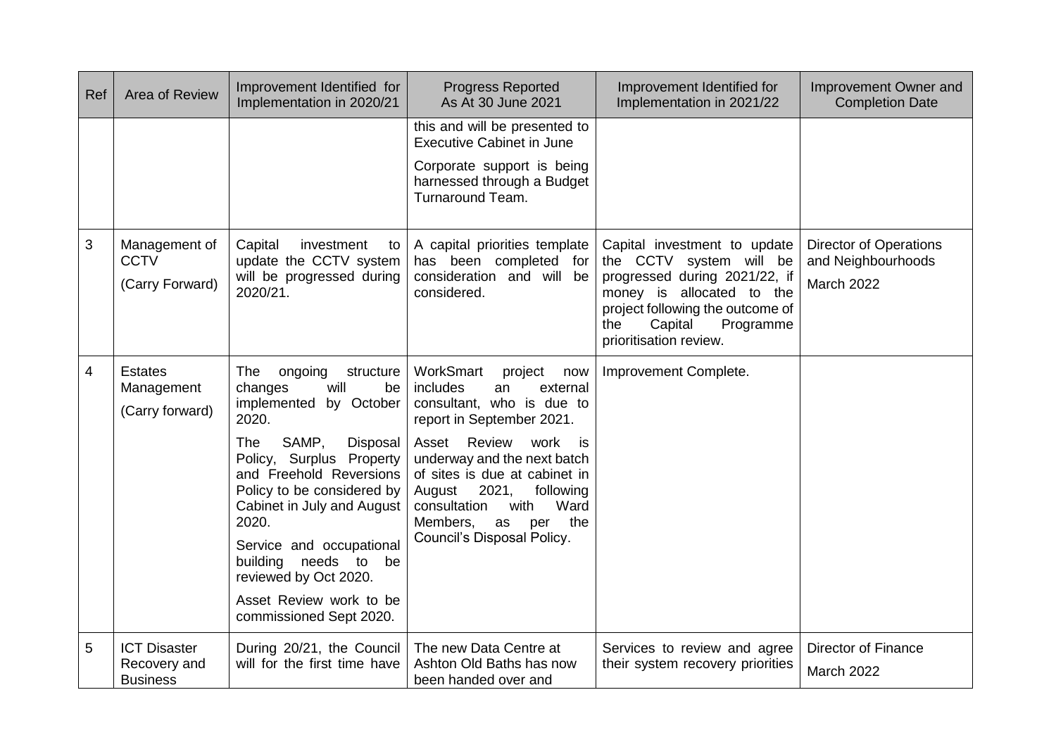| Ref | Area of Review | Improvement Identified for Implementation in 2020/21 | Progress Reported As At 30 June 2021 | Improvement Identified for Implementation in 2021/22 | Improvement Owner and Completion Date |
|---|---|---|---|---|---|
| | | | this and will be presented to Executive Cabinet in June<br><br>Corporate support is being harnessed through a Budget Turnaround Team. | | |
| 3 | Management of CCTV<br><br>(Carry Forward) | Capital investment to update the CCTV system will be progressed during 2020/21. | A capital priorities template has been completed for consideration and will be considered. | Capital investment to update the CCTV system will be progressed during 2021/22, if money is allocated to the project following the outcome of the Capital Programme prioritisation review. | Director of Operations and Neighbourhoods<br><br>March 2022 |
| 4 | Estates Management<br><br>(Carry forward) | The ongoing structure changes will be implemented by October 2020.<br><br>The SAMP, Disposal Policy, Surplus Property and Freehold Reversions Policy to be considered by Cabinet in July and August 2020.<br><br>Service and occupational building needs to be reviewed by Oct 2020.<br><br>Asset Review work to be commissioned Sept 2020. | WorkSmart project now includes an external consultant, who is due to report in September 2021.<br><br>Asset Review work is underway and the next batch of sites is due at cabinet in August 2021, following consultation with Ward Members, as per the Council's Disposal Policy. | Improvement Complete. | |
| 5 | ICT Disaster Recovery and Business | During 20/21, the Council will for the first time have | The new Data Centre at Ashton Old Baths has now been handed over and | Services to review and agree their system recovery priorities | Director of Finance<br><br>March 2022 |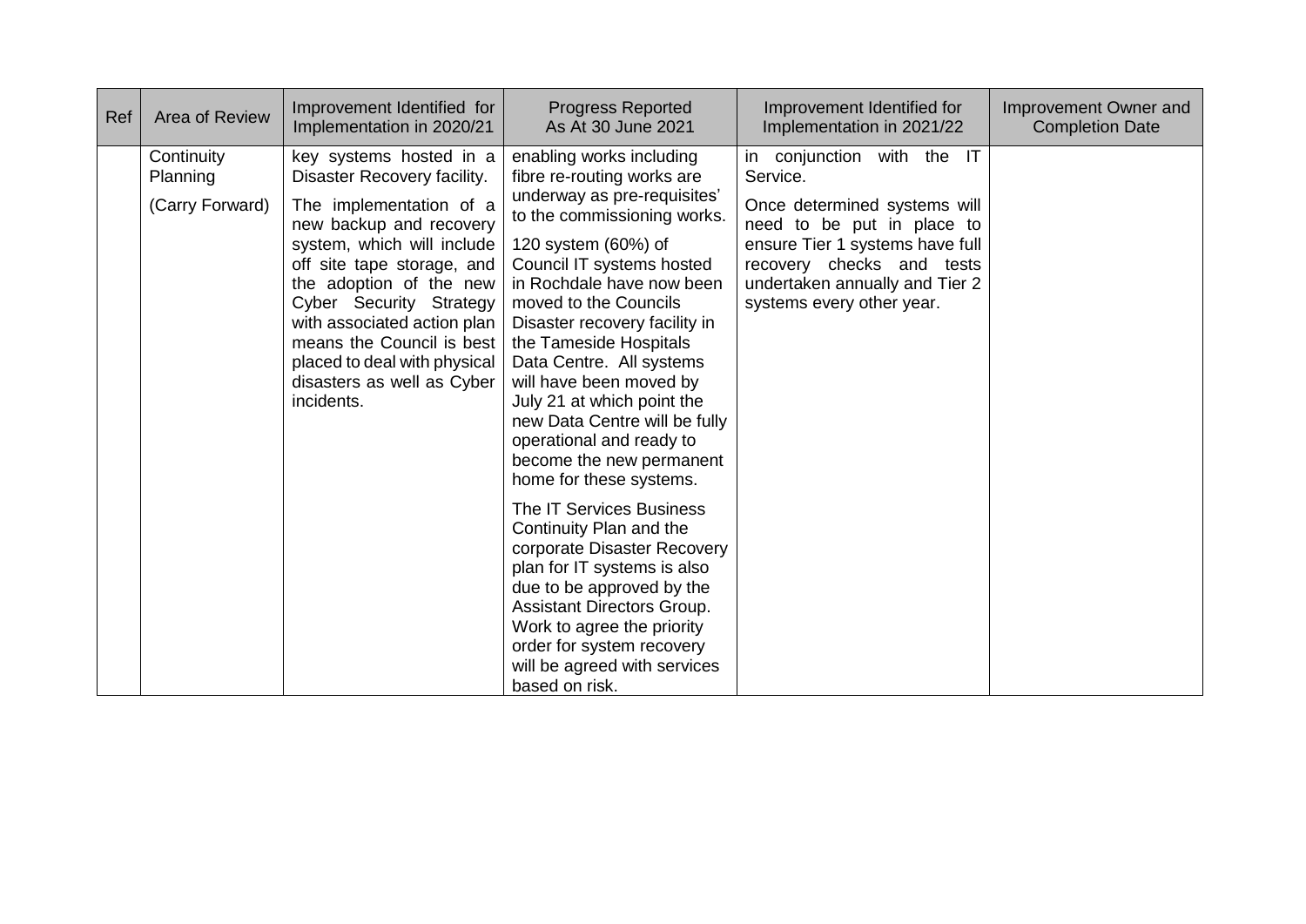| Ref | Area of Review | Improvement Identified for Implementation in 2020/21 | Progress Reported As At 30 June 2021 | Improvement Identified for Implementation in 2021/22 | Improvement Owner and Completion Date |
|---|---|---|---|---|---|
| | Continuity Planning<br><br>(Carry Forward) | key systems hosted in a Disaster Recovery facility.<br><br>The implementation of a new backup and recovery system, which will include off site tape storage, and the adoption of the new Cyber Security Strategy with associated action plan means the Council is best placed to deal with physical disasters as well as Cyber incidents. | enabling works including fibre re-routing works are underway as pre-requisites' to the commissioning works.<br><br>120 system (60%) of Council IT systems hosted in Rochdale have now been moved to the Councils Disaster recovery facility in the Tameside Hospitals Data Centre. All systems will have been moved by July 21 at which point the new Data Centre will be fully operational and ready to become the new permanent home for these systems.<br><br>The IT Services Business Continuity Plan and the corporate Disaster Recovery plan for IT systems is also due to be approved by the Assistant Directors Group. Work to agree the priority order for system recovery will be agreed with services based on risk. | in conjunction with the IT Service.<br><br>Once determined systems will need to be put in place to ensure Tier 1 systems have full recovery checks and tests undertaken annually and Tier 2 systems every other year. | |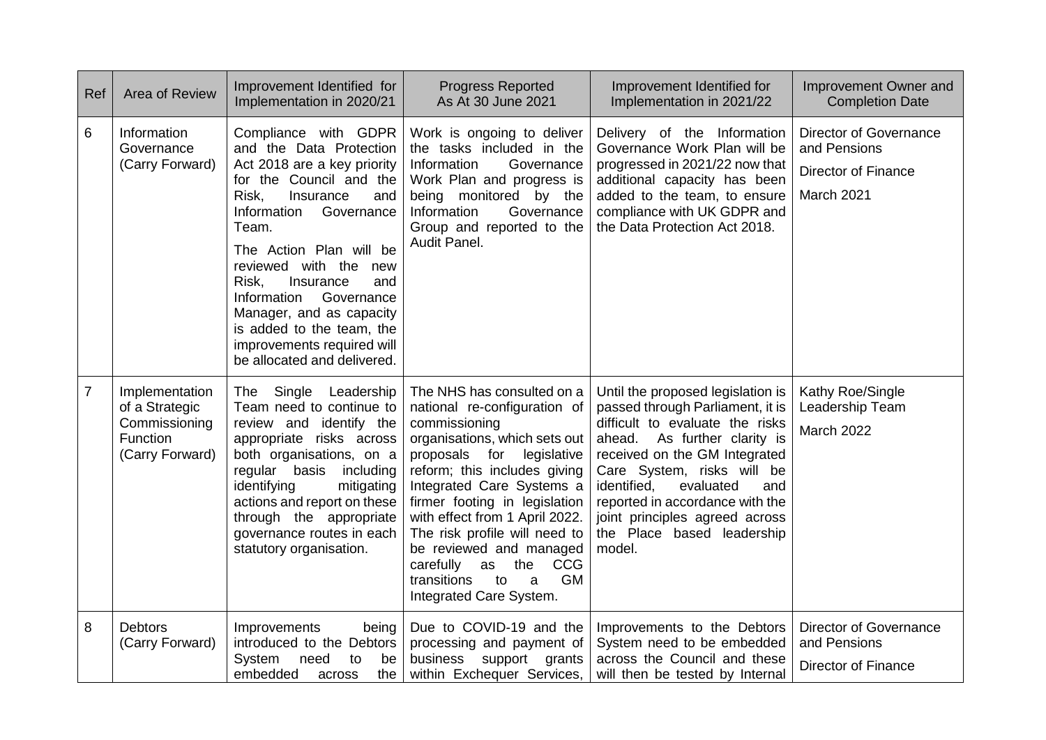| Ref | Area of Review | Improvement Identified for Implementation in 2020/21 | Progress Reported As At 30 June 2021 | Improvement Identified for Implementation in 2021/22 | Improvement Owner and Completion Date |
|---|---|---|---|---|---|
| 6 | Information Governance (Carry Forward) | Compliance with GDPR and the Data Protection Act 2018 are a key priority for the Council and the Risk, Insurance and Information Governance Team.<br><br>The Action Plan will be reviewed with the new Risk, Insurance and Information Governance Manager, and as capacity is added to the team, the improvements required will be allocated and delivered. | Work is ongoing to deliver the tasks included in the Information Governance Work Plan and progress is being monitored by the Information Governance Group and reported to the Audit Panel. | Delivery of the Information Governance Work Plan will be progressed in 2021/22 now that additional capacity has been added to the team, to ensure compliance with UK GDPR and the Data Protection Act 2018. | Director of Governance and Pensions<br><br>Director of Finance<br><br>March 2021 |
| 7 | Implementation of a Strategic Commissioning Function (Carry Forward) | The Single Leadership Team need to continue to review and identify the appropriate risks across both organisations, on a regular basis including identifying mitigating actions and report on these through the appropriate governance routes in each statutory organisation. | The NHS has consulted on a national re-configuration of commissioning organisations, which sets out proposals for legislative reform; this includes giving Integrated Care Systems a firmer footing in legislation with effect from 1 April 2022. The risk profile will need to be reviewed and managed carefully as the CCG transitions to a GM Integrated Care System. | Until the proposed legislation is passed through Parliament, it is difficult to evaluate the risks ahead. As further clarity is received on the GM Integrated Care System, risks will be identified, evaluated and reported in accordance with the joint principles agreed across the Place based leadership model. | Kathy Roe/Single Leadership Team<br><br>March 2022 |
| 8 | Debtors (Carry Forward) | Improvements being introduced to the Debtors System need to be embedded across the | Due to COVID-19 and the processing and payment of business support grants within Exchequer Services, | Improvements to the Debtors System need to be embedded across the Council and these will then be tested by Internal | Director of Governance and Pensions<br><br>Director of Finance |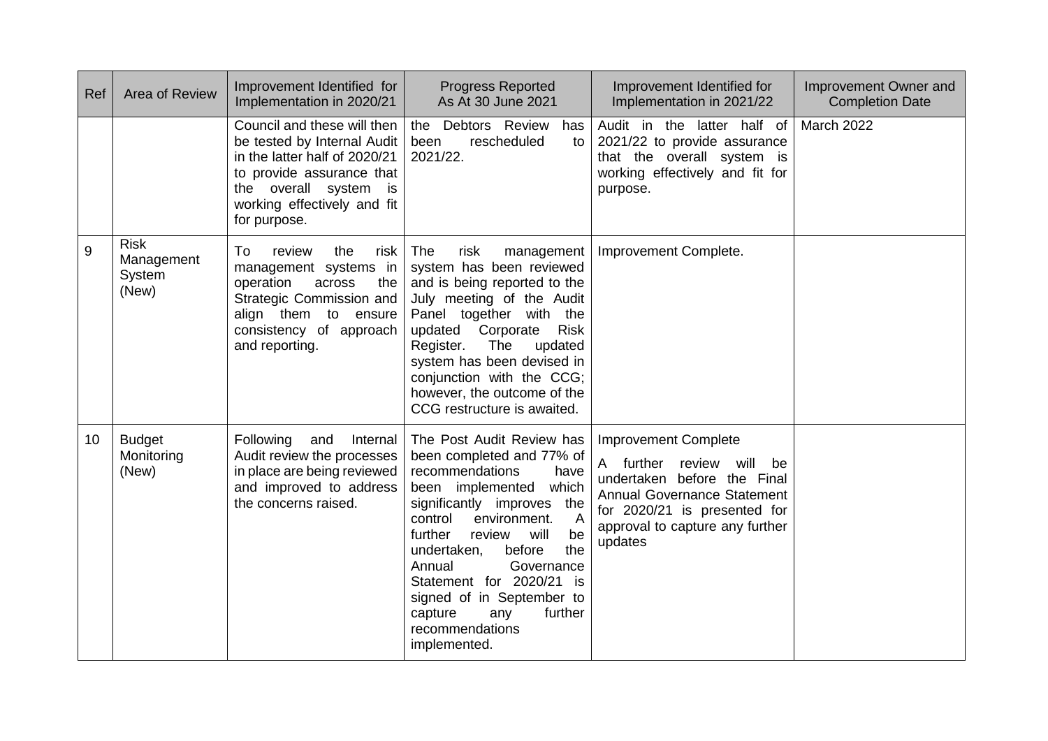| Ref | Area of Review | Improvement Identified for Implementation in 2020/21 | Progress Reported As At 30 June 2021 | Improvement Identified for Implementation in 2021/22 | Improvement Owner and Completion Date |
|---|---|---|---|---|---|
| | | Council and these will then be tested by Internal Audit in the latter half of 2020/21 to provide assurance that the overall system is working effectively and fit for purpose. | the Debtors Review has been rescheduled to 2021/22. | Audit in the latter half of 2021/22 to provide assurance that the overall system is working effectively and fit for purpose. | March 2022 |
| 9 | Risk Management System (New) | To review the risk management systems in operation across the Strategic Commission and align them to ensure consistency of approach and reporting. | The risk management system has been reviewed and is being reported to the July meeting of the Audit Panel together with the updated Corporate Risk Register. The updated system has been devised in conjunction with the CCG; however, the outcome of the CCG restructure is awaited. | Improvement Complete. | |
| 10 | Budget Monitoring (New) | Following and Internal Audit review the processes in place are being reviewed and improved to address the concerns raised. | The Post Audit Review has been completed and 77% of recommendations have been implemented which significantly improves the control environment. A further review will be undertaken, before the Annual Governance Statement for 2020/21 is signed of in September to capture any further recommendations implemented. | Improvement Complete<br><br>A further review will be undertaken before the Final Annual Governance Statement for 2020/21 is presented for approval to capture any further updates | |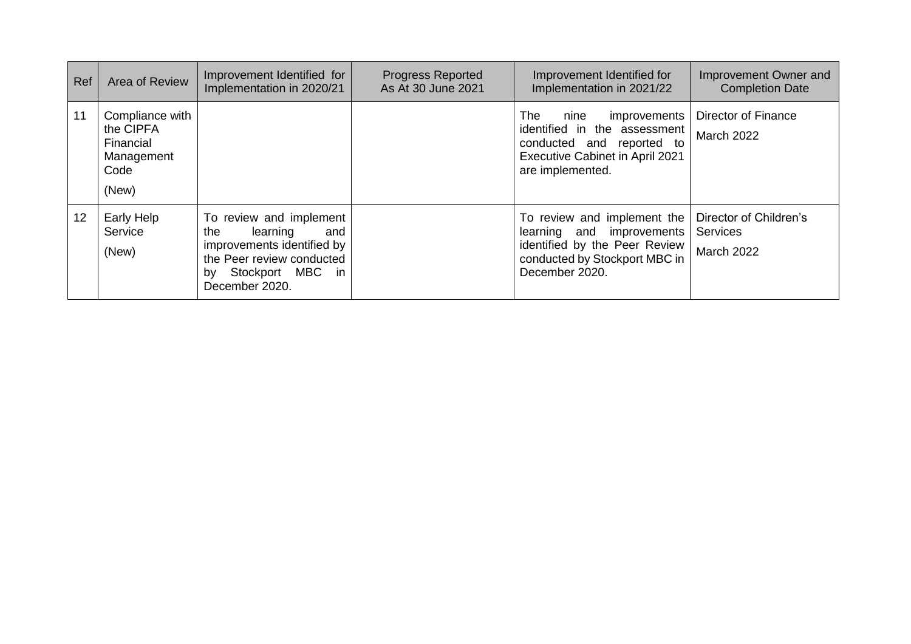| Ref | Area of Review | Improvement Identified for Implementation in 2020/21 | Progress Reported As At 30 June 2021 | Improvement Identified for Implementation in 2021/22 | Improvement Owner and Completion Date |
|---|---|---|---|---|---|
| 11 | Compliance with the CIPFA Financial Management Code<br>(New) | | | The nine improvements identified in the assessment conducted and reported to Executive Cabinet in April 2021 are implemented. | Director of Finance<br>March 2022 |
| 12 | Early Help Service<br>(New) | To review and implement the learning and improvements identified by the Peer review conducted by Stockport MBC in December 2020. | | To review and implement the learning and improvements identified by the Peer Review conducted by Stockport MBC in December 2020. | Director of Children's Services<br>March 2022 |